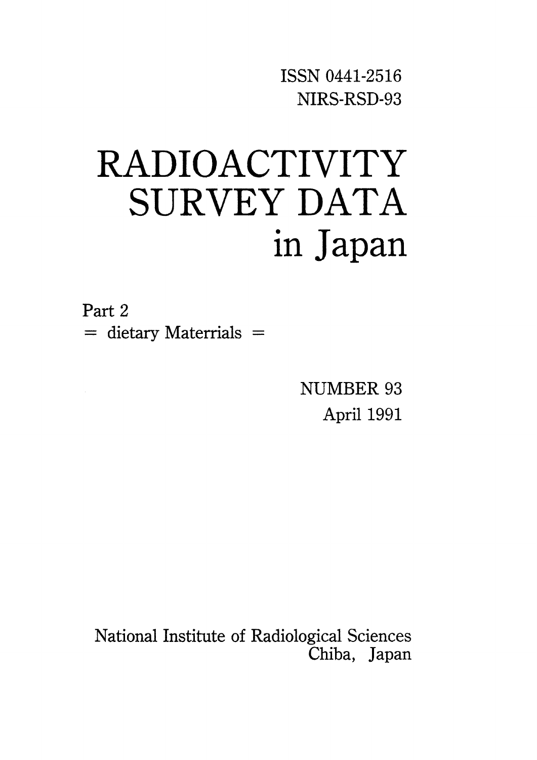ISSN 0441-2516
NIRS-RSD-93

# RADIOACTIVITY SURVEY DATA in Japan

Part 2
= dietary Materrials =

NUMBER 93
April 1991

National Institute of Radiological Sciences
Chiba, Japan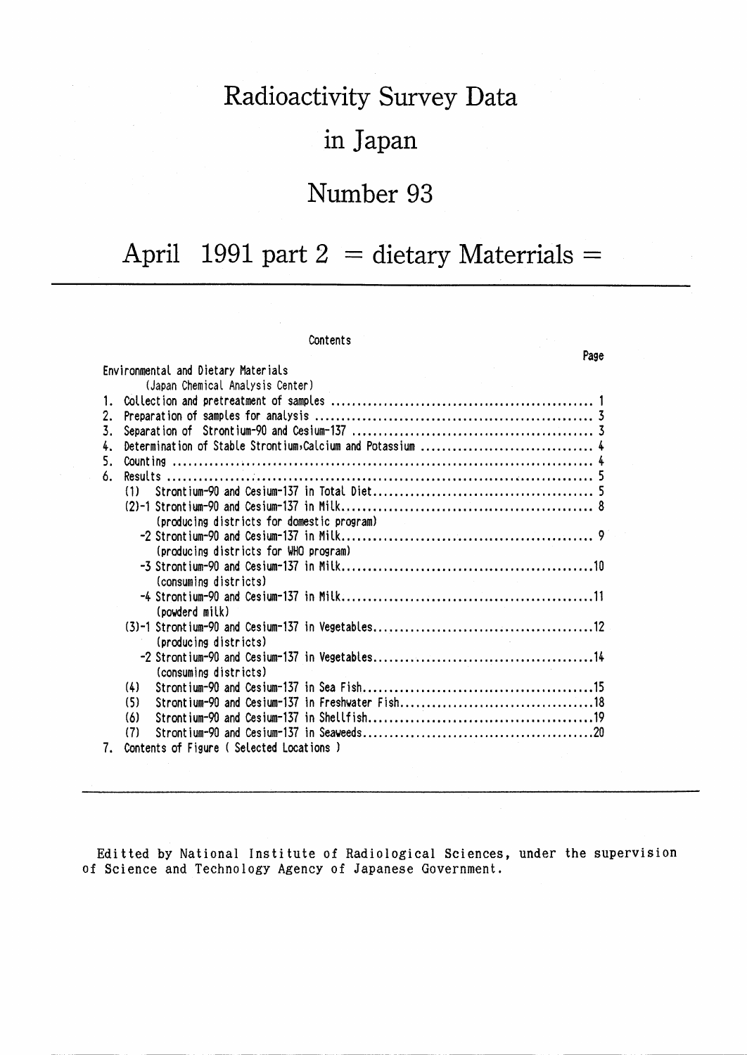# Radioactivity Survey Data

# in Japan

# Number 93

## April 1991 part 2 = dietary Materrials =

---

Contents

| | Page |
|---|---|
| Environmental and Dietary Materials | |
| (Japan Chemical Analysis Center) | |
| 1. Collection and pretreatment of samples | 1 |
| 2. Preparation of samples for analysis | 3 |
| 3. Separation of Strontium-90 and Cesium-137 | 3 |
| 4. Determination of Stable Strontium, Calcium and Potassium | 4 |
| 5. Counting | 4 |
| 6. Results | 5 |
| (1) Strontium-90 and Cesium-137 in Total Diet | 5 |
| (2)-1 Strontium-90 and Cesium-137 in Milk (producing districts for domestic program) | 8 |
| -2 Strontium-90 and Cesium-137 in Milk (producing districts for WHO program) | 9 |
| -3 Strontium-90 and Cesium-137 in Milk (consuming districts) | 10 |
| -4 Strontium-90 and Cesium-137 in Milk (powderd milk) | 11 |
| (3)-1 Strontium-90 and Cesium-137 in Vegetables (producing districts) | 12 |
| -2 Strontium-90 and Cesium-137 in Vegetables (consuming districts) | 14 |
| (4) Strontium-90 and Cesium-137 in Sea Fish | 15 |
| (5) Strontium-90 and Cesium-137 in Freshwater Fish | 18 |
| (6) Strontium-90 and Cesium-137 in Shellfish | 19 |
| (7) Strontium-90 and Cesium-137 in Seaweeds | 20 |
| 7. Contents of Figure ( Selected Locations ) | |

---

Editted by National Institute of Radiological Sciences, under the supervision of Science and Technology Agency of Japanese Government.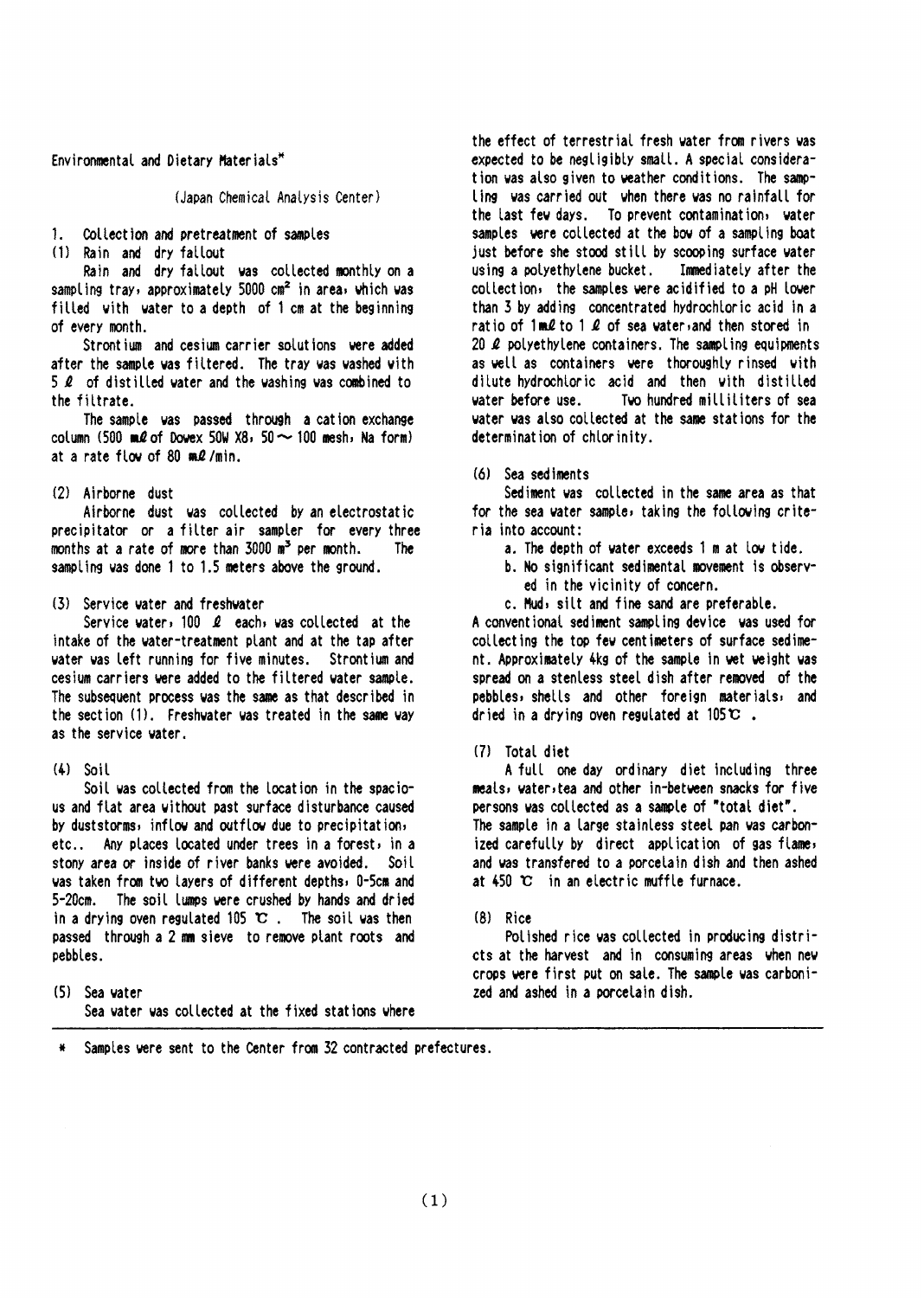Environmental and Dietary Materials*

(Japan Chemical Analysis Center)

1. Collection and pretreatment of samples

(1) Rain and dry fallout

Rain and dry fallout was collected monthly on a sampling tray, approximately 5000 $cm^2$ in area, which was filled with water to a depth of 1 cm at the beginning of every month.

Strontium and cesium carrier solutions were added after the sample was filtered. The tray was washed with 5 ℓ of distilled water and the washing was combined to the filtrate.

The sample was passed through a cation exchange column (500 mℓ of Dowex 50W X8, 50～100 mesh, Na form) at a rate flow of 80 mℓ/min.

(2) Airborne dust

Airborne dust was collected by an electrostatic precipitator or a filter air sampler for every three months at a rate of more than 3000 $m^3$ per month. The sampling was done 1 to 1.5 meters above the ground.

(3) Service water and freshwater

Service water, 100 ℓ each, was collected at the intake of the water-treatment plant and at the tap after water was left running for five minutes. Strontium and cesium carriers were added to the filtered water sample. The subsequent process was the same as that described in the section (1). Freshwater was treated in the same way as the service water.

(4) Soil

Soil was collected from the location in the spacious and flat area without past surface disturbance caused by duststorms, inflow and outflow due to precipitation, etc.. Any places located under trees in a forest, in a stony area or inside of river banks were avoided. Soil was taken from two layers of different depths, 0-5cm and 5-20cm. The soil lumps were crushed by hands and dried in a drying oven regulated 105 ℃ . The soil was then passed through a 2 mm sieve to remove plant roots and pebbles.

(5) Sea water

Sea water was collected at the fixed stations where the effect of terrestrial fresh water from rivers was expected to be negligibly small. A special consideration was also given to weather conditions. The sampling was carried out when there was no rainfall for the last few days. To prevent contamination, water samples were collected at the bow of a sampling boat just before she stood still by scooping surface water using a polyethylene bucket. Immediately after the collection, the samples were acidified to a pH lower than 3 by adding concentrated hydrochloric acid in a ratio of 1mℓ to 1 ℓ of sea water,and then stored in 20 ℓ polyethylene containers. The sampling equipments as well as containers were thoroughly rinsed with dilute hydrochloric acid and then with distilled water before use. Two hundred milliliters of sea water was also collected at the same stations for the determination of chlorinity.

(6) Sea sediments

Sediment was collected in the same area as that for the sea water sample, taking the following criteria into account:

a. The depth of water exceeds 1 m at low tide.

b. No significant sedimental movement is observed in the vicinity of concern.

c. Mud, silt and fine sand are preferable.

A conventional sediment sampling device was used for collecting the top few centimeters of surface sediment. Approximately 4kg of the sample in wet weight was spread on a stenless steel dish after removed of the pebbles, shells and other foreign materials, and dried in a drying oven regulated at 105℃ .

(7) Total diet

A full one day ordinary diet including three meals, water,tea and other in-between snacks for five persons was collected as a sample of "total diet". The sample in a large stainless steel pan was carbonized carefully by direct application of gas flame, and was transfered to a porcelain dish and then ashed at 450 ℃ in an electric muffle furnace.

(8) Rice

Polished rice was collected in producing districts at the harvest and in consuming areas when new crops were first put on sale. The sample was carbonized and ashed in a porcelain dish.

---

\* Samples were sent to the Center from 32 contracted prefectures.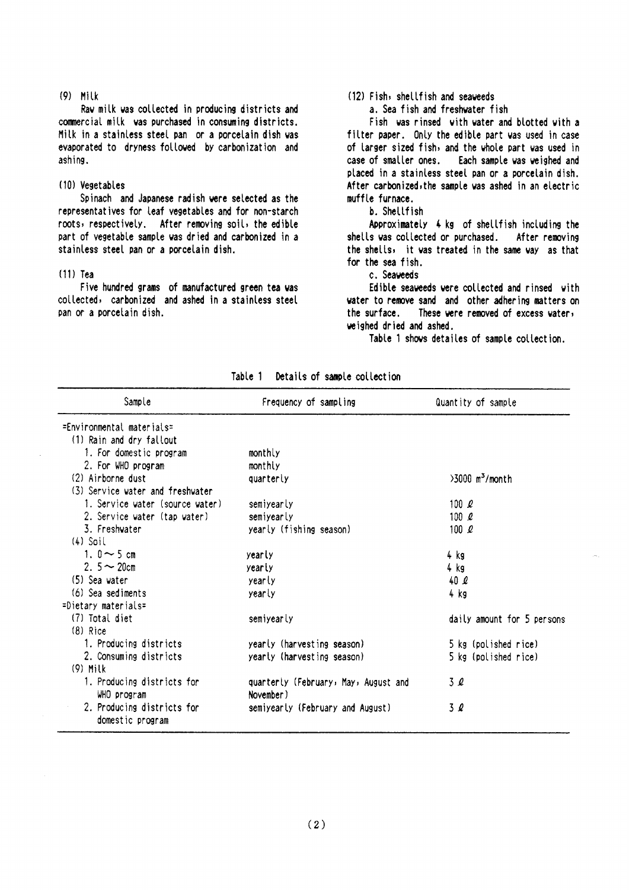### (9) Milk

Raw milk was collected in producing districts and commercial milk was purchased in consuming districts. Milk in a stainless steel pan or a porcelain dish was evaporated to dryness followed by carbonization and ashing.

### (10) Vegetables

Spinach and Japanese radish were selected as the representatives for leaf vegetables and for non-starch roots, respectively. After removing soil, the edible part of vegetable sample was dried and carbonized in a stainless steel pan or a porcelain dish.

### (11) Tea

Five hundred grams of manufactured green tea was collected, carbonized and ashed in a stainless steel pan or a porcelain dish.

### (12) Fish, shellfish and seaweeds

a. Sea fish and freshwater fish

Fish was rinsed with water and blotted with a filter paper. Only the edible part was used in case of larger sized fish, and the whole part was used in case of smaller ones. Each sample was weighed and placed in a stainless steel pan or a porcelain dish. After carbonized, the sample was ashed in an electric muffle furnace.

b. Shellfish

Approximately 4 kg of shellfish including the shells was collected or purchased. After removing the shells, it was treated in the same way as that for the sea fish.

c. Seaweeds

Edible seaweeds were collected and rinsed with water to remove sand and other adhering matters on the surface. These were removed of excess water, weighed dried and ashed.

Table 1 shows detailes of sample collection.

Table 1 Details of sample collection

| Sample | Frequency of sampling | Quantity of sample |
|---|---|---|
| =Environmental materials= | | |
| (1) Rain and dry fallout | | |
| 1. For domestic program | monthly | |
| 2. For WHO program | monthly | |
| (2) Airborne dust | quarterly | >3000 $m^3$/month |
| (3) Service water and freshwater | | |
| 1. Service water (source water) | semiyearly | 100 ℓ |
| 2. Service water (tap water) | semiyearly | 100 ℓ |
| 3. Freshwater | yearly (fishing season) | 100 ℓ |
| (4) Soil | | |
| 1. 0 ~ 5 cm | yearly | 4 kg |
| 2. 5 ~ 20cm | yearly | 4 kg |
| (5) Sea water | yearly | 40 ℓ |
| (6) Sea sediments | yearly | 4 kg |
| =Dietary materials= | | |
| (7) Total diet | semiyearly | daily amount for 5 persons |
| (8) Rice | | |
| 1. Producing districts | yearly (harvesting season) | 5 kg (polished rice) |
| 2. Consuming districts | yearly (harvesting season) | 5 kg (polished rice) |
| (9) Milk | | |
| 1. Producing districts for WHO program | quarterly (February, May, August and November) | 3 ℓ |
| 2. Producing districts for domestic program | semiyearly (February and August) | 3 ℓ |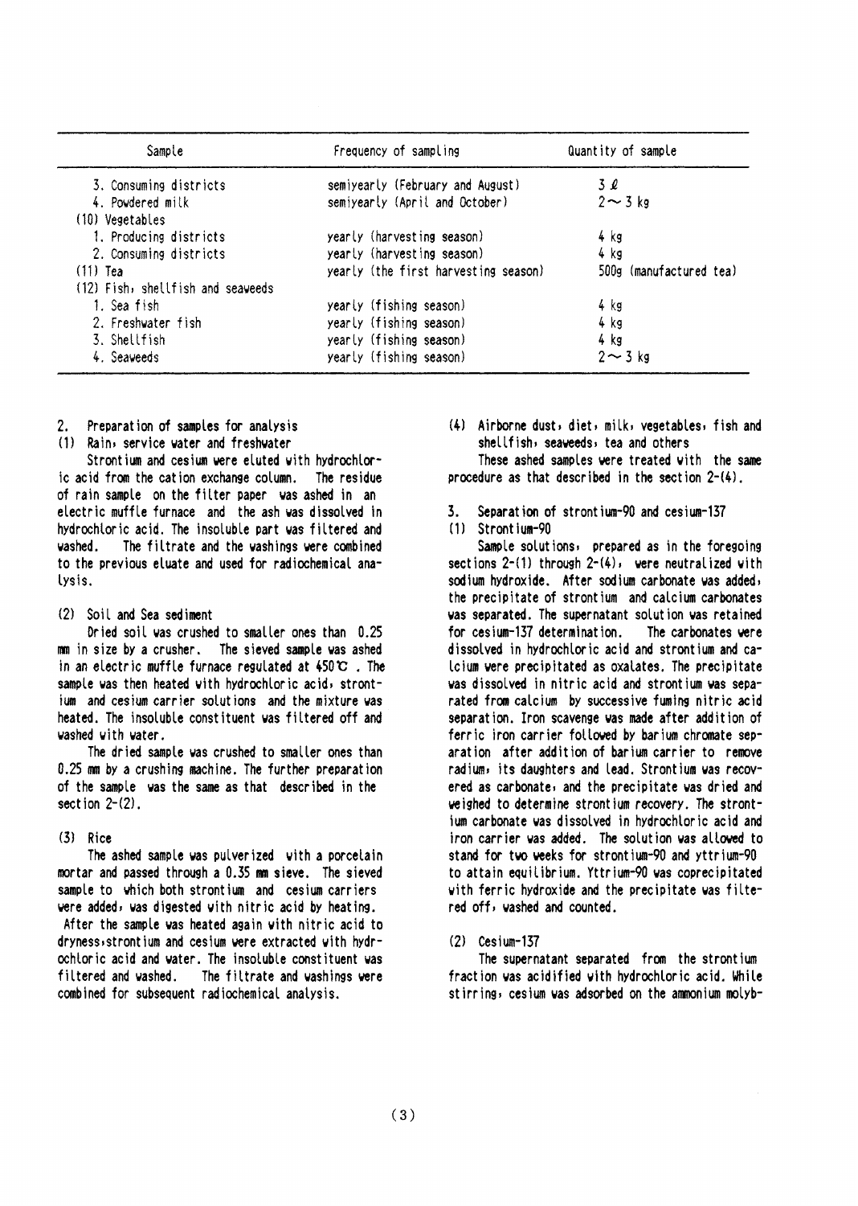| Sample | Frequency of sampling | Quantity of sample |
|---|---|---|
| 3. Consuming districts | semiyearly (February and August) | 3 ℓ |
| 4. Powdered milk | semiyearly (April and October) | 2～3 kg |
| (10) Vegetables | | |
| 1. Producing districts | yearly (harvesting season) | 4 kg |
| 2. Consuming districts | yearly (harvesting season) | 4 kg |
| (11) Tea | yearly (the first harvesting season) | 500g (manufactured tea) |
| (12) Fish, shellfish and seaweeds | | |
| 1. Sea fish | yearly (fishing season) | 4 kg |
| 2. Freshwater fish | yearly (fishing season) | 4 kg |
| 3. Shellfish | yearly (fishing season) | 4 kg |
| 4. Seaweeds | yearly (fishing season) | 2～3 kg |

## 2. Preparation of samples for analysis

### (1) Rain, service water and freshwater

Strontium and cesium were eluted with hydrochloric acid from the cation exchange column. The residue of rain sample on the filter paper was ashed in an electric muffle furnace and the ash was dissolved in hydrochloric acid. The insoluble part was filtered and washed. The filtrate and the washings were combined to the previous eluate and used for radiochemical analysis.

### (2) Soil and Sea sediment

Dried soil was crushed to smaller ones than 0.25 mm in size by a crusher. The sieved sample was ashed in an electric muffle furnace regulated at 450℃. The sample was then heated with hydrochloric acid, strontium and cesium carrier solutions and the mixture was heated. The insoluble constituent was filtered off and washed with water.

The dried sample was crushed to smaller ones than 0.25 mm by a crushing machine. The further preparation of the sample was the same as that described in the section 2-(2).

### (3) Rice

The ashed sample was pulverized with a porcelain mortar and passed through a 0.35 mm sieve. The sieved sample to which both strontium and cesium carriers were added, was digested with nitric acid by heating. After the sample was heated again with nitric acid to dryness, strontium and cesium were extracted with hydrochloric acid and water. The insoluble constituent was filtered and washed. The filtrate and washings were combined for subsequent radiochemical analysis.

### (4) Airborne dust, diet, milk, vegetables, fish and shellfish, seaweeds, tea and others

These ashed samples were treated with the same procedure as that described in the section 2-(4).

## 3. Separation of strontium-90 and cesium-137

### (1) Strontium-90

Sample solutions, prepared as in the foregoing sections 2-(1) through 2-(4), were neutralized with sodium hydroxide. After sodium carbonate was added, the precipitate of strontium and calcium carbonates was separated. The supernatant solution was retained for cesium-137 determination. The carbonates were dissolved in hydrochloric acid and strontium and calcium were precipitated as oxalates. The precipitate was dissolved in nitric acid and strontium was separated from calcium by successive fuming nitric acid separation. Iron scavenge was made after addition of ferric iron carrier followed by barium chromate separation after addition of barium carrier to remove radium, its daughters and lead. Strontium was recovered as carbonate, and the precipitate was dried and weighed to determine strontium recovery. The strontium carbonate was dissolved in hydrochloric acid and iron carrier was added. The solution was allowed to stand for two weeks for strontium-90 and yttrium-90 to attain equilibrium. Yttrium-90 was coprecipitated with ferric hydroxide and the precipitate was filtered off, washed and counted.

### (2) Cesium-137

The supernatant separated from the strontium fraction was acidified with hydrochloric acid. While stirring, cesium was adsorbed on the ammonium molyb-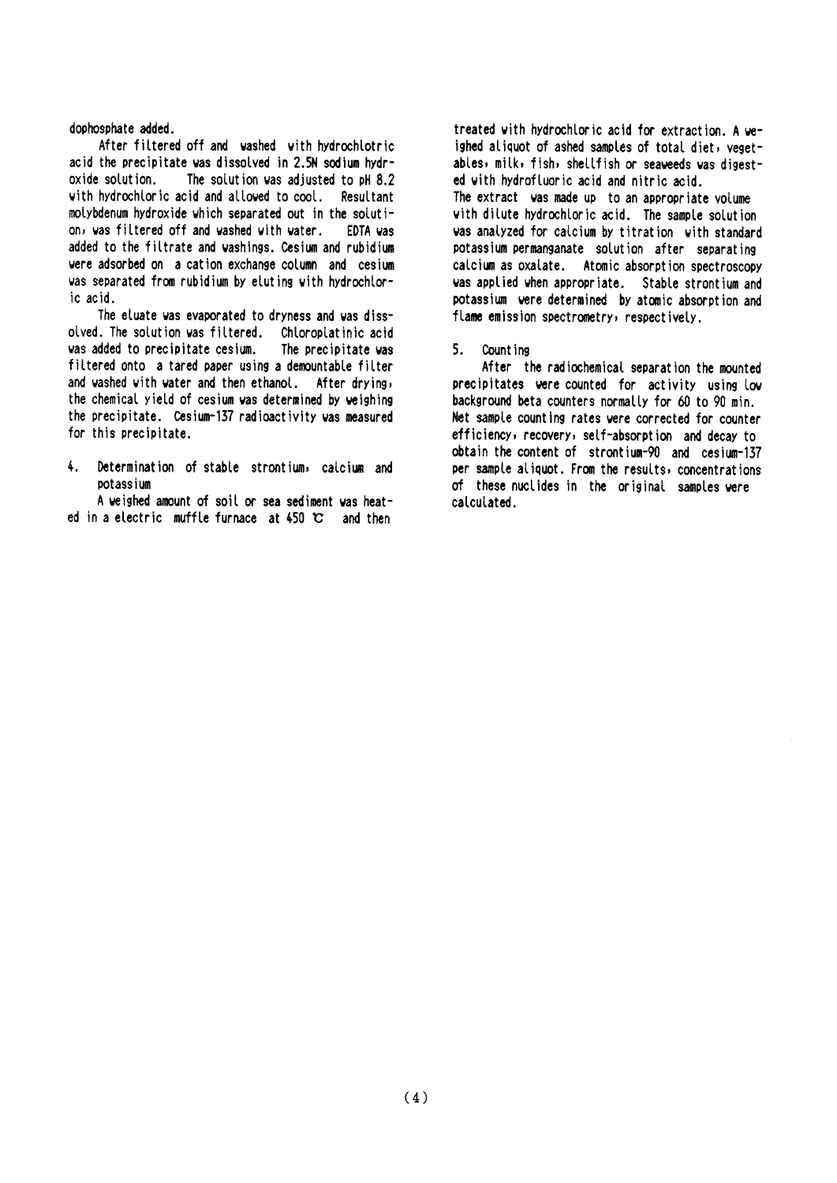dophosphate added.

After filtered off and washed with hydrochlotric acid the precipitate was dissolved in 2.5N sodium hydroxide solution. The solution was adjusted to pH 8.2 with hydrochloric acid and allowed to cool. Resultant molybdenum hydroxide which separated out in the solution, was filtered off and washed with water. EDTA was added to the filtrate and washings. Cesium and rubidium were adsorbed on a cation exchange column and cesium was separated from rubidium by eluting with hydrochloric acid.

The eluate was evaporated to dryness and was dissolved. The solution was filtered. Chloroplatinic acid was added to precipitate cesium. The precipitate was filtered onto a tared paper using a demountable filter and washed with water and then ethanol. After drying, the chemical yield of cesium was determined by weighing the precipitate. Cesium-137 radioactivity was measured for this precipitate.

## 4. Determination of stable strontium, calcium and potassium

A weighed amount of soil or sea sediment was heated in a electric muffle furnace at 450 ℃ and then treated with hydrochloric acid for extraction. A weighed aliquot of ashed samples of total diet, vegetables, milk, fish, shellfish or seaweeds was digested with hydrofluoric acid and nitric acid.

The extract was made up to an appropriate volume with dilute hydrochloric acid. The sample solution was analyzed for calcium by titration with standard potassium permanganate solution after separating calcium as oxalate. Atomic absorption spectroscopy was applied when appropriate. Stable strontium and potassium were determined by atomic absorption and flame emission spectrometry, respectively.

## 5. Counting

After the radiochemical separation the mounted precipitates were counted for activity using low background beta counters normally for 60 to 90 min. Net sample counting rates were corrected for counter efficiency, recovery, self-absorption and decay to obtain the content of strontium-90 and cesium-137 per sample aliquot. From the results, concentrations of these nuclides in the original samples were calculated.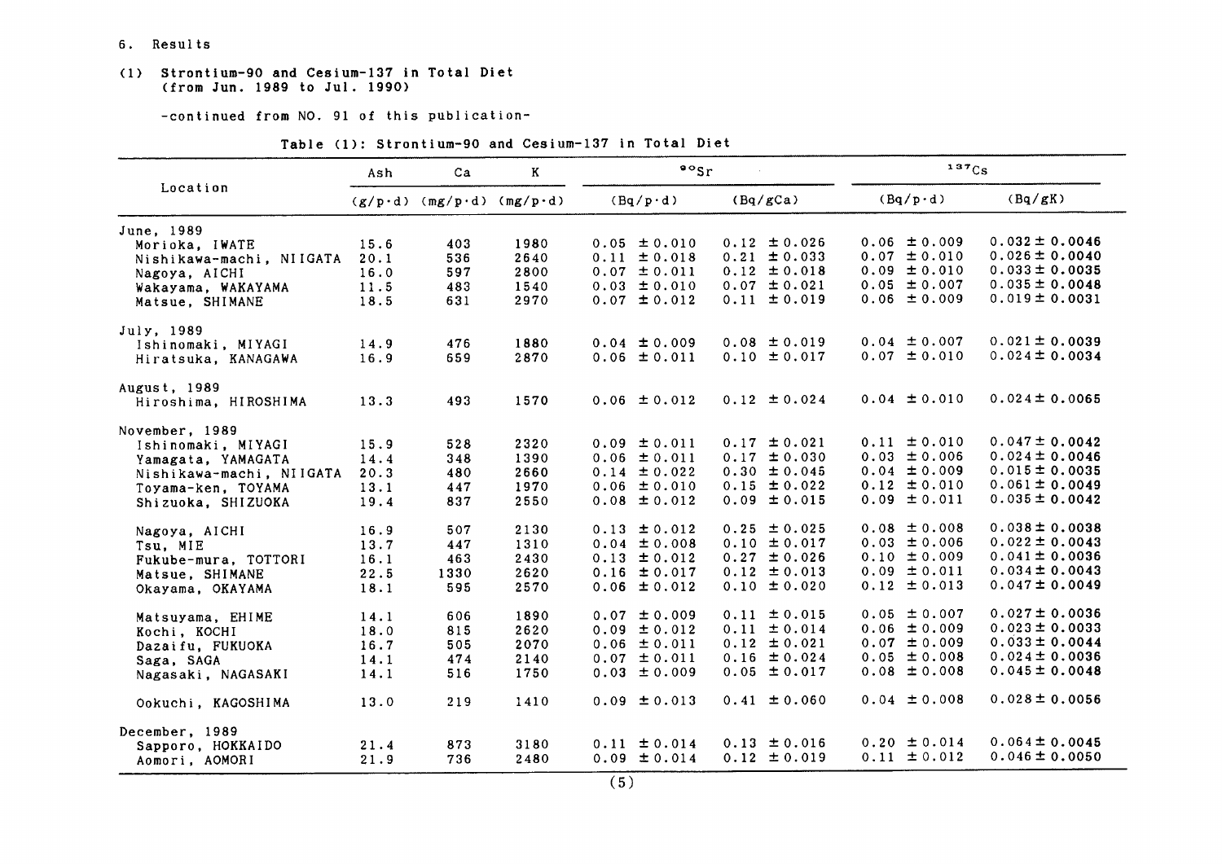## 6. Results

### (1) Strontium-90 and Cesium-137 in Total Diet (from Jun. 1989 to Jul. 1990)

-continued from NO. 91 of this publication-

Table (1): Strontium-90 and Cesium-137 in Total Diet

| Location | Ash | Ca | K | $^{90}Sr$ | | $^{137}Cs$ | |
|---|---|---|---|---|---|---|---|
| | (g/p·d) | (mg/p·d) | (mg/p·d) | (Bq/p·d) | (Bq/gCa) | (Bq/p·d) | (Bq/gK) |
| **June, 1989** | | | | | | | |
| Morioka, IWATE | 15.6 | 403 | 1980 | 0.05 ± 0.010 | 0.12 ± 0.026 | 0.06 ± 0.009 | 0.032 ± 0.0046 |
| Nishikawa-machi, NIIGATA | 20.1 | 536 | 2640 | 0.11 ± 0.018 | 0.21 ± 0.033 | 0.07 ± 0.010 | 0.026 ± 0.0040 |
| Nagoya, AICHI | 16.0 | 597 | 2800 | 0.07 ± 0.011 | 0.12 ± 0.018 | 0.09 ± 0.010 | 0.033 ± 0.0035 |
| Wakayama, WAKAYAMA | 11.5 | 483 | 1540 | 0.03 ± 0.010 | 0.07 ± 0.021 | 0.05 ± 0.007 | 0.035 ± 0.0048 |
| Matsue, SHIMANE | 18.5 | 631 | 2970 | 0.07 ± 0.012 | 0.11 ± 0.019 | 0.06 ± 0.009 | 0.019 ± 0.0031 |
| **July, 1989** | | | | | | | |
| Ishinomaki, MIYAGI | 14.9 | 476 | 1880 | 0.04 ± 0.009 | 0.08 ± 0.019 | 0.04 ± 0.007 | 0.021 ± 0.0039 |
| Hiratsuka, KANAGAWA | 16.9 | 659 | 2870 | 0.06 ± 0.011 | 0.10 ± 0.017 | 0.07 ± 0.010 | 0.024 ± 0.0034 |
| **August, 1989** | | | | | | | |
| Hiroshima, HIROSHIMA | 13.3 | 493 | 1570 | 0.06 ± 0.012 | 0.12 ± 0.024 | 0.04 ± 0.010 | 0.024 ± 0.0065 |
| **November, 1989** | | | | | | | |
| Ishinomaki, MIYAGI | 15.9 | 528 | 2320 | 0.09 ± 0.011 | 0.17 ± 0.021 | 0.11 ± 0.010 | 0.047 ± 0.0042 |
| Yamagata, YAMAGATA | 14.4 | 348 | 1390 | 0.06 ± 0.011 | 0.17 ± 0.030 | 0.03 ± 0.006 | 0.024 ± 0.0046 |
| Nishikawa-machi, NIIGATA | 20.3 | 480 | 2660 | 0.14 ± 0.022 | 0.30 ± 0.045 | 0.04 ± 0.009 | 0.015 ± 0.0035 |
| Toyama-ken, TOYAMA | 13.1 | 447 | 1970 | 0.06 ± 0.010 | 0.15 ± 0.022 | 0.12 ± 0.010 | 0.061 ± 0.0049 |
| Shizuoka, SHIZUOKA | 19.4 | 837 | 2550 | 0.08 ± 0.012 | 0.09 ± 0.015 | 0.09 ± 0.011 | 0.035 ± 0.0042 |
| Nagoya, AICHI | 16.9 | 507 | 2130 | 0.13 ± 0.012 | 0.25 ± 0.025 | 0.08 ± 0.008 | 0.038 ± 0.0038 |
| Tsu, MIE | 13.7 | 447 | 1310 | 0.04 ± 0.008 | 0.10 ± 0.017 | 0.03 ± 0.006 | 0.022 ± 0.0043 |
| Fukube-mura, TOTTORI | 16.1 | 463 | 2430 | 0.13 ± 0.012 | 0.27 ± 0.026 | 0.10 ± 0.009 | 0.041 ± 0.0036 |
| Matsue, SHIMANE | 22.5 | 1330 | 2620 | 0.16 ± 0.017 | 0.12 ± 0.013 | 0.09 ± 0.011 | 0.034 ± 0.0043 |
| Okayama, OKAYAMA | 18.1 | 595 | 2570 | 0.06 ± 0.012 | 0.10 ± 0.020 | 0.12 ± 0.013 | 0.047 ± 0.0049 |
| Matsuyama, EHIME | 14.1 | 606 | 1890 | 0.07 ± 0.009 | 0.11 ± 0.015 | 0.05 ± 0.007 | 0.027 ± 0.0036 |
| Kochi, KOCHI | 18.0 | 815 | 2620 | 0.09 ± 0.012 | 0.11 ± 0.014 | 0.06 ± 0.009 | 0.023 ± 0.0033 |
| Dazaifu, FUKUOKA | 16.7 | 505 | 2070 | 0.06 ± 0.011 | 0.12 ± 0.021 | 0.07 ± 0.009 | 0.033 ± 0.0044 |
| Saga, SAGA | 14.1 | 474 | 2140 | 0.07 ± 0.011 | 0.16 ± 0.024 | 0.05 ± 0.008 | 0.024 ± 0.0036 |
| Nagasaki, NAGASAKI | 14.1 | 516 | 1750 | 0.03 ± 0.009 | 0.05 ± 0.017 | 0.08 ± 0.008 | 0.045 ± 0.0048 |
| Ookuchi, KAGOSHIMA | 13.0 | 219 | 1410 | 0.09 ± 0.013 | 0.41 ± 0.060 | 0.04 ± 0.008 | 0.028 ± 0.0056 |
| **December, 1989** | | | | | | | |
| Sapporo, HOKKAIDO | 21.4 | 873 | 3180 | 0.11 ± 0.014 | 0.13 ± 0.016 | 0.20 ± 0.014 | 0.064 ± 0.0045 |
| Aomori, AOMORI | 21.9 | 736 | 2480 | 0.09 ± 0.014 | 0.12 ± 0.019 | 0.11 ± 0.012 | 0.046 ± 0.0050 |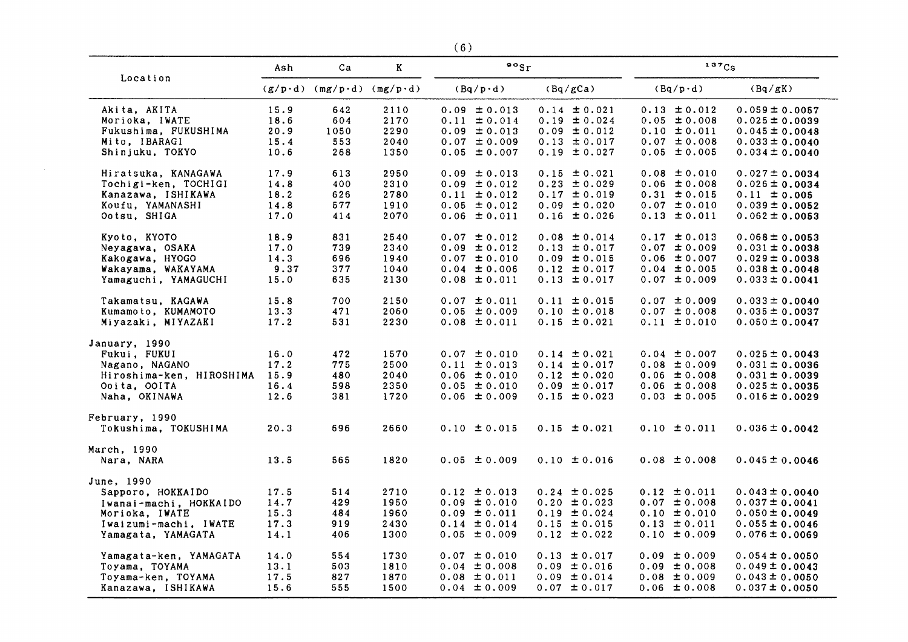| Location | Ash | Ca | K | $^{90}Sr$ | | $^{137}Cs$ | |
|---|---|---|---|---|---|---|---|
| | (g/p·d) | (mg/p·d) | (mg/p·d) | (Bq/p·d) | (Bq/gCa) | (Bq/p·d) | (Bq/gK) |
| Akita, AKITA | 15.9 | 642 | 2110 | 0.09 ±0.013 | 0.14 ±0.021 | 0.13 ±0.012 | 0.059±0.0057 |
| Morioka, IWATE | 18.6 | 604 | 2170 | 0.11 ±0.014 | 0.19 ±0.024 | 0.05 ±0.008 | 0.025±0.0039 |
| Fukushima, FUKUSHIMA | 20.9 | 1050 | 2290 | 0.09 ±0.013 | 0.09 ±0.012 | 0.10 ±0.011 | 0.045±0.0048 |
| Mito, IBARAGI | 15.4 | 553 | 2040 | 0.07 ±0.009 | 0.13 ±0.017 | 0.07 ±0.008 | 0.033±0.0040 |
| Shinjuku, TOKYO | 10.6 | 268 | 1350 | 0.05 ±0.007 | 0.19 ±0.027 | 0.05 ±0.005 | 0.034±0.0040 |
| Hiratsuka, KANAGAWA | 17.9 | 613 | 2950 | 0.09 ±0.013 | 0.15 ±0.021 | 0.08 ±0.010 | 0.027±0.0034 |
| Tochigi-ken, TOCHIGI | 14.8 | 400 | 2310 | 0.09 ±0.012 | 0.23 ±0.029 | 0.06 ±0.008 | 0.026±0.0034 |
| Kanazawa, ISHIKAWA | 18.2 | 626 | 2780 | 0.11 ±0.012 | 0.17 ±0.019 | 0.31 ±0.015 | 0.11 ±0.005 |
| Koufu, YAMANASHI | 14.8 | 577 | 1910 | 0.05 ±0.012 | 0.09 ±0.020 | 0.07 ±0.010 | 0.039±0.0052 |
| Ootsu, SHIGA | 17.0 | 414 | 2070 | 0.06 ±0.011 | 0.16 ±0.026 | 0.13 ±0.011 | 0.062±0.0053 |
| Kyoto, KYOTO | 18.9 | 831 | 2540 | 0.07 ±0.012 | 0.08 ±0.014 | 0.17 ±0.013 | 0.068±0.0053 |
| Neyagawa, OSAKA | 17.0 | 739 | 2340 | 0.09 ±0.012 | 0.13 ±0.017 | 0.07 ±0.009 | 0.031±0.0038 |
| Kakogawa, HYOGO | 14.3 | 696 | 1940 | 0.07 ±0.010 | 0.09 ±0.015 | 0.06 ±0.007 | 0.029±0.0038 |
| Wakayama, WAKAYAMA | 9.37 | 377 | 1040 | 0.04 ±0.006 | 0.12 ±0.017 | 0.04 ±0.005 | 0.038±0.0048 |
| Yamaguchi, YAMAGUCHI | 15.0 | 635 | 2130 | 0.08 ±0.011 | 0.13 ±0.017 | 0.07 ±0.009 | 0.033±0.0041 |
| Takamatsu, KAGAWA | 15.8 | 700 | 2150 | 0.07 ±0.011 | 0.11 ±0.015 | 0.07 ±0.009 | 0.033±0.0040 |
| Kumamoto, KUMAMOTO | 13.3 | 471 | 2060 | 0.05 ±0.009 | 0.10 ±0.018 | 0.07 ±0.008 | 0.035±0.0037 |
| Miyazaki, MIYAZAKI | 17.2 | 531 | 2230 | 0.08 ±0.011 | 0.15 ±0.021 | 0.11 ±0.010 | 0.050±0.0047 |
| January, 1990 | | | | | | | |
| Fukui, FUKUI | 16.0 | 472 | 1570 | 0.07 ±0.010 | 0.14 ±0.021 | 0.04 ±0.007 | 0.025±0.0043 |
| Nagano, NAGANO | 17.2 | 775 | 2500 | 0.11 ±0.013 | 0.14 ±0.017 | 0.08 ±0.009 | 0.031±0.0036 |
| Hiroshima-ken, HIROSHIMA | 15.9 | 480 | 2040 | 0.06 ±0.010 | 0.12 ±0.020 | 0.06 ±0.008 | 0.031±0.0039 |
| Ooita, OOITA | 16.4 | 598 | 2350 | 0.05 ±0.010 | 0.09 ±0.017 | 0.06 ±0.008 | 0.025±0.0035 |
| Naha, OKINAWA | 12.6 | 381 | 1720 | 0.06 ±0.009 | 0.15 ±0.023 | 0.03 ±0.005 | 0.016±0.0029 |
| February, 1990 | | | | | | | |
| Tokushima, TOKUSHIMA | 20.3 | 696 | 2660 | 0.10 ±0.015 | 0.15 ±0.021 | 0.10 ±0.011 | 0.036±0.0042 |
| March, 1990 | | | | | | | |
| Nara, NARA | 13.5 | 565 | 1820 | 0.05 ±0.009 | 0.10 ±0.016 | 0.08 ±0.008 | 0.045±0.0046 |
| June, 1990 | | | | | | | |
| Sapporo, HOKKAIDO | 17.5 | 514 | 2710 | 0.12 ±0.013 | 0.24 ±0.025 | 0.12 ±0.011 | 0.043±0.0040 |
| Iwanai-machi, HOKKAIDO | 14.7 | 429 | 1950 | 0.09 ±0.010 | 0.20 ±0.023 | 0.07 ±0.008 | 0.037±0.0041 |
| Morioka, IWATE | 15.3 | 484 | 1960 | 0.09 ±0.011 | 0.19 ±0.024 | 0.10 ±0.010 | 0.050±0.0049 |
| Iwaizumi-machi, IWATE | 17.3 | 919 | 2430 | 0.14 ±0.014 | 0.15 ±0.015 | 0.13 ±0.011 | 0.055±0.0046 |
| Yamagata, YAMAGATA | 14.1 | 406 | 1300 | 0.05 ±0.009 | 0.12 ±0.022 | 0.10 ±0.009 | 0.076±0.0069 |
| Yamagata-ken, YAMAGATA | 14.0 | 554 | 1730 | 0.07 ±0.010 | 0.13 ±0.017 | 0.09 ±0.009 | 0.054±0.0050 |
| Toyama, TOYAMA | 13.1 | 503 | 1810 | 0.04 ±0.008 | 0.09 ±0.016 | 0.09 ±0.008 | 0.049±0.0043 |
| Toyama-ken, TOYAMA | 17.5 | 827 | 1870 | 0.08 ±0.011 | 0.09 ±0.014 | 0.08 ±0.009 | 0.043±0.0050 |
| Kanazawa, ISHIKAWA | 15.6 | 555 | 1500 | 0.04 ±0.009 | 0.07 ±0.017 | 0.06 ±0.008 | 0.037±0.0050 |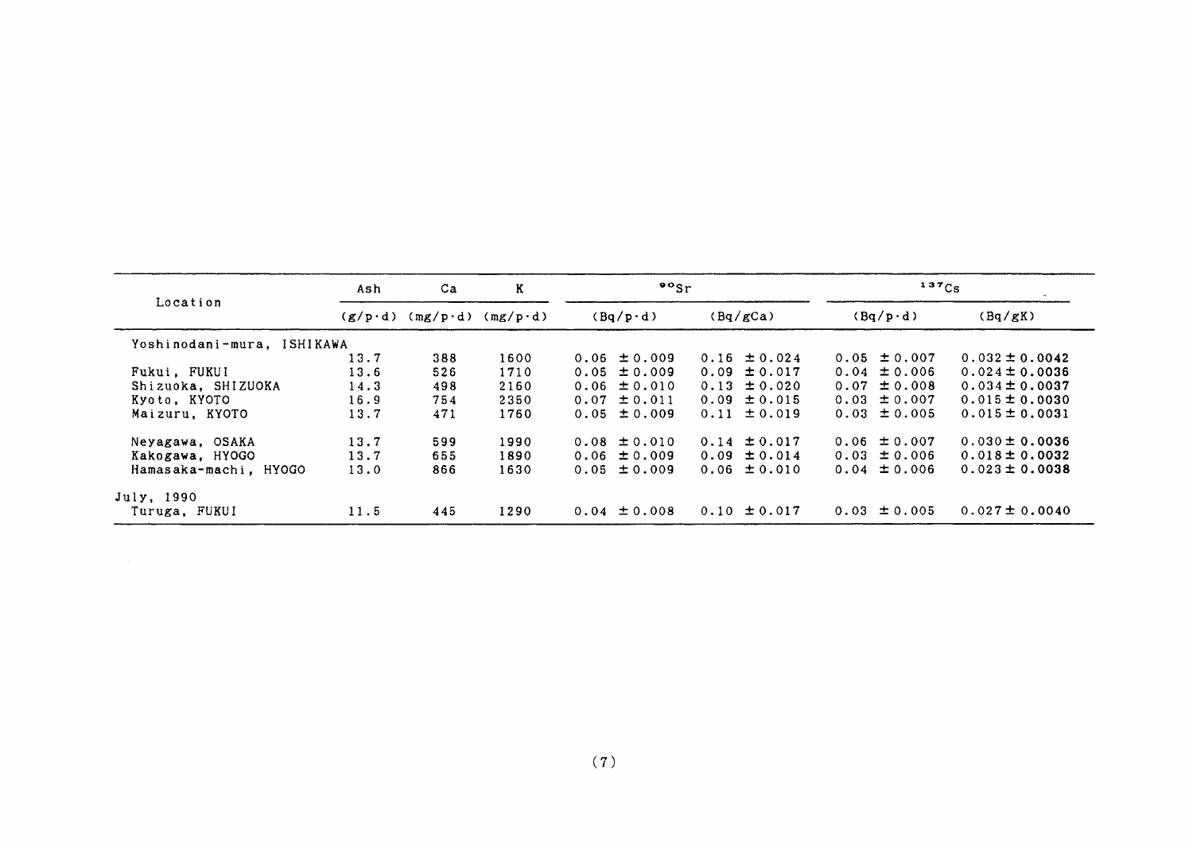| Location | Ash | Ca | K | $^{90}Sr$ | | $^{137}Cs$ | |
|---|---|---|---|---|---|---|---|
| | (g/p·d) | (mg/p·d) | (mg/p·d) | (Bq/p·d) | (Bq/gCa) | (Bq/p·d) | (Bq/gK) |
| Yoshinodani-mura, ISHIKAWA | 13.7 | 388 | 1600 | 0.06 ±0.009 | 0.16 ±0.024 | 0.05 ±0.007 | 0.032±0.0042 |
| Fukui, FUKUI | 13.6 | 526 | 1710 | 0.05 ±0.009 | 0.09 ±0.017 | 0.04 ±0.006 | 0.024±0.0036 |
| Shizuoka, SHIZUOKA | 14.3 | 498 | 2160 | 0.06 ±0.010 | 0.13 ±0.020 | 0.07 ±0.008 | 0.034±0.0037 |
| Kyoto, KYOTO | 16.9 | 754 | 2350 | 0.07 ±0.011 | 0.09 ±0.015 | 0.03 ±0.007 | 0.015±0.0030 |
| Maizuru, KYOTO | 13.7 | 471 | 1760 | 0.05 ±0.009 | 0.11 ±0.019 | 0.03 ±0.005 | 0.015±0.0031 |
| Neyagawa, OSAKA | 13.7 | 599 | 1990 | 0.08 ±0.010 | 0.14 ±0.017 | 0.06 ±0.007 | 0.030±0.0036 |
| Kakogawa, HYOGO | 13.7 | 655 | 1890 | 0.06 ±0.009 | 0.09 ±0.014 | 0.03 ±0.006 | 0.018±0.0032 |
| Hamasaka-machi, HYOGO | 13.0 | 866 | 1630 | 0.05 ±0.009 | 0.06 ±0.010 | 0.04 ±0.006 | 0.023±0.0038 |
| July, 1990 | | | | | | | |
| Turuga, FUKUI | 11.5 | 445 | 1290 | 0.04 ±0.008 | 0.10 ±0.017 | 0.03 ±0.005 | 0.027±0.0040 |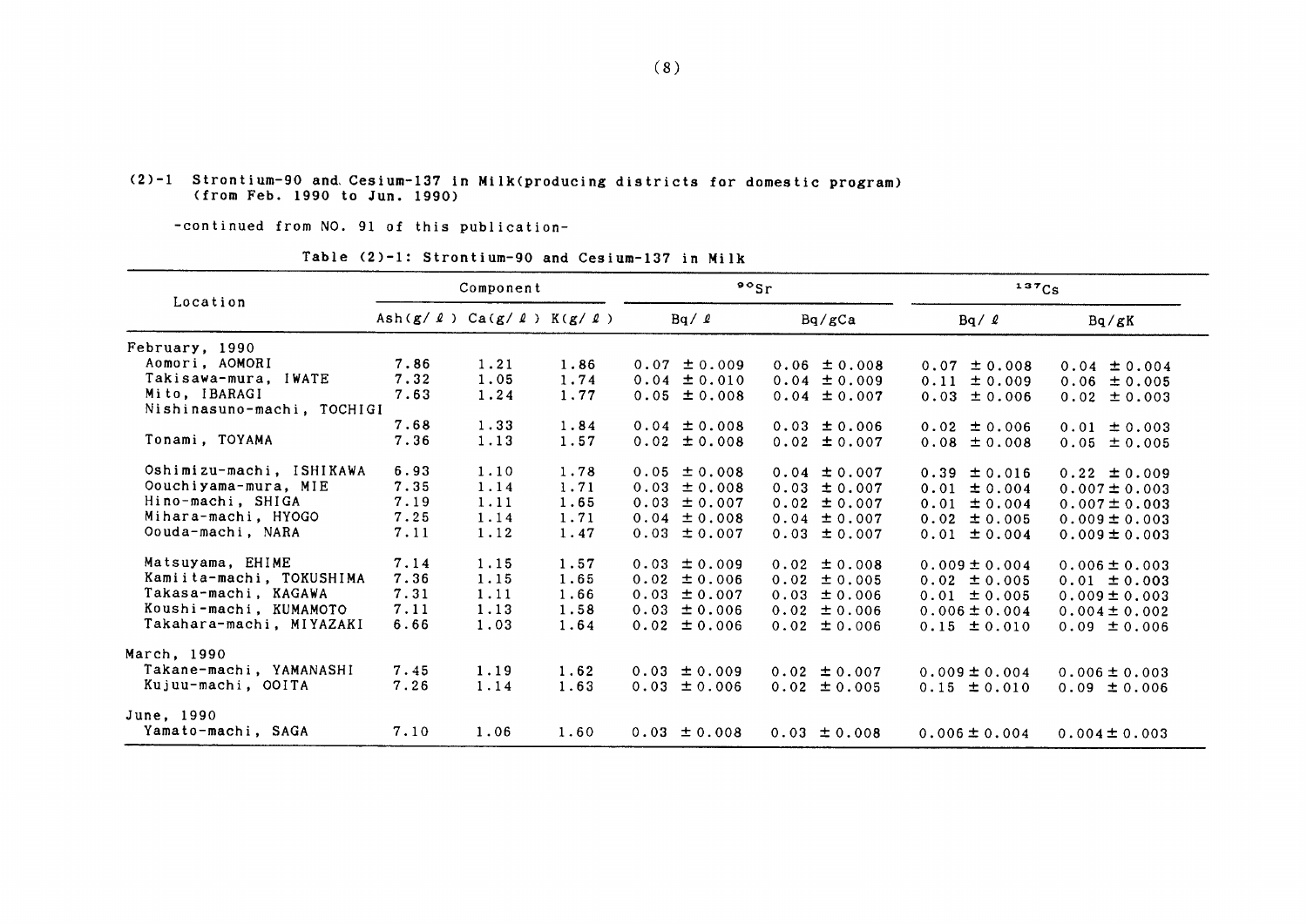(2)-1 Strontium-90 and Cesium-137 in Milk(producing districts for domestic program) (from Feb. 1990 to Jun. 1990)

-continued from NO. 91 of this publication-

Table (2)-1: Strontium-90 and Cesium-137 in Milk

| Location | Component | | | $^{90}Sr$ | | $^{137}Cs$ | |
|---|---|---|---|---|---|---|---|
| | Ash(g/ℓ) | Ca(g/ℓ) | K(g/ℓ) | Bq/ℓ | Bq/gCa | Bq/ℓ | Bq/gK |
| February, 1990 | | | | | | | |
| Aomori, AOMORI | 7.86 | 1.21 | 1.86 | 0.07 ±0.009 | 0.06 ±0.008 | 0.07 ±0.008 | 0.04 ±0.004 |
| Takisawa-mura, IWATE | 7.32 | 1.05 | 1.74 | 0.04 ±0.010 | 0.04 ±0.009 | 0.11 ±0.009 | 0.06 ±0.005 |
| Mito, IBARAGI | 7.63 | 1.24 | 1.77 | 0.05 ±0.008 | 0.04 ±0.007 | 0.03 ±0.006 | 0.02 ±0.003 |
| Nishinasuno-machi, TOCHIGI | 7.68 | 1.33 | 1.84 | 0.04 ±0.008 | 0.03 ±0.006 | 0.02 ±0.006 | 0.01 ±0.003 |
| Tonami, TOYAMA | 7.36 | 1.13 | 1.57 | 0.02 ±0.008 | 0.02 ±0.007 | 0.08 ±0.008 | 0.05 ±0.005 |
| Oshimizu-machi, ISHIKAWA | 6.93 | 1.10 | 1.78 | 0.05 ±0.008 | 0.04 ±0.007 | 0.39 ±0.016 | 0.22 ±0.009 |
| Oouchiyama-mura, MIE | 7.35 | 1.14 | 1.71 | 0.03 ±0.008 | 0.03 ±0.007 | 0.01 ±0.004 | 0.007±0.003 |
| Hino-machi, SHIGA | 7.19 | 1.11 | 1.65 | 0.03 ±0.007 | 0.02 ±0.007 | 0.01 ±0.004 | 0.007±0.003 |
| Mihara-machi, HYOGO | 7.25 | 1.14 | 1.71 | 0.04 ±0.008 | 0.04 ±0.007 | 0.02 ±0.005 | 0.009±0.003 |
| Oouda-machi, NARA | 7.11 | 1.12 | 1.47 | 0.03 ±0.007 | 0.03 ±0.007 | 0.01 ±0.004 | 0.009±0.003 |
| Matsuyama, EHIME | 7.14 | 1.15 | 1.57 | 0.03 ±0.009 | 0.02 ±0.008 | 0.009±0.004 | 0.006±0.003 |
| Kamiita-machi, TOKUSHIMA | 7.36 | 1.15 | 1.65 | 0.02 ±0.006 | 0.02 ±0.005 | 0.02 ±0.005 | 0.01 ±0.003 |
| Takasa-machi, KAGAWA | 7.31 | 1.11 | 1.66 | 0.03 ±0.007 | 0.03 ±0.006 | 0.01 ±0.005 | 0.009±0.003 |
| Koushi-machi, KUMAMOTO | 7.11 | 1.13 | 1.58 | 0.03 ±0.006 | 0.02 ±0.006 | 0.006±0.004 | 0.004±0.002 |
| Takahara-machi, MIYAZAKI | 6.66 | 1.03 | 1.64 | 0.02 ±0.006 | 0.02 ±0.006 | 0.15 ±0.010 | 0.09 ±0.006 |
| March, 1990 | | | | | | | |
| Takane-machi, YAMANASHI | 7.45 | 1.19 | 1.62 | 0.03 ±0.009 | 0.02 ±0.007 | 0.009±0.004 | 0.006±0.003 |
| Kujuu-machi, OOITA | 7.26 | 1.14 | 1.63 | 0.03 ±0.006 | 0.02 ±0.005 | 0.15 ±0.010 | 0.09 ±0.006 |
| June, 1990 | | | | | | | |
| Yamato-machi, SAGA | 7.10 | 1.06 | 1.60 | 0.03 ±0.008 | 0.03 ±0.008 | 0.006±0.004 | 0.004±0.003 |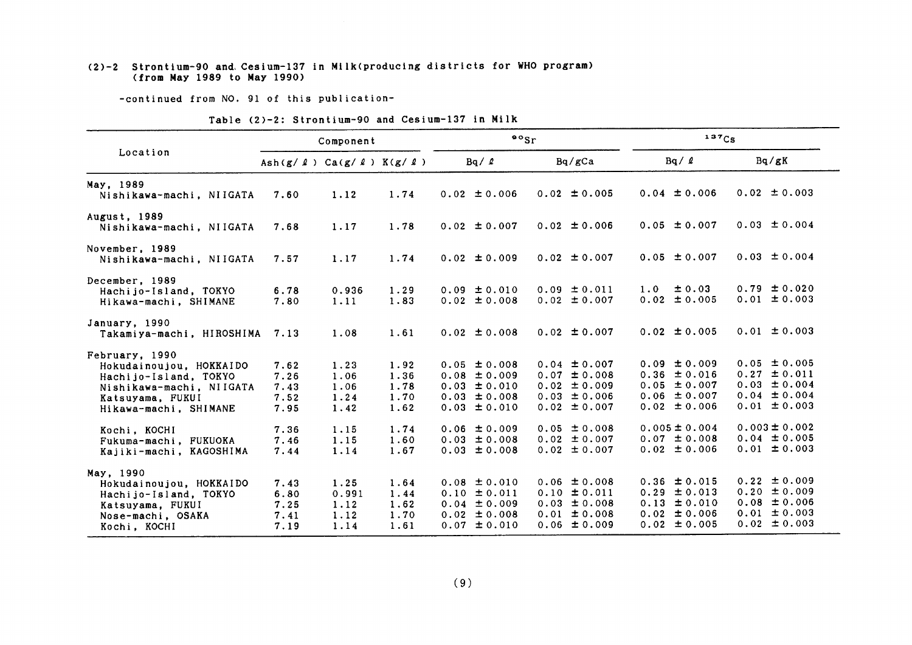### (2)-2 Strontium-90 and Cesium-137 in Milk(producing districts for WHO program) (from May 1989 to May 1990)

-continued from NO. 91 of this publication-

Table (2)-2: Strontium-90 and Cesium-137 in Milk

| Location | Component | | | $^{90}Sr$ | | $^{137}Cs$ | |
|---|---|---|---|---|---|---|---|
| | Ash(g/ℓ) | Ca(g/ℓ) | K(g/ℓ) | Bq/ℓ | Bq/gCa | Bq/ℓ | Bq/gK |
| **May, 1989** | | | | | | | |
| Nishikawa-machi, NIIGATA | 7.60 | 1.12 | 1.74 | 0.02 ±0.006 | 0.02 ±0.005 | 0.04 ±0.006 | 0.02 ±0.003 |
| **August, 1989** | | | | | | | |
| Nishikawa-machi, NIIGATA | 7.68 | 1.17 | 1.78 | 0.02 ±0.007 | 0.02 ±0.006 | 0.05 ±0.007 | 0.03 ±0.004 |
| **November, 1989** | | | | | | | |
| Nishikawa-machi, NIIGATA | 7.57 | 1.17 | 1.74 | 0.02 ±0.009 | 0.02 ±0.007 | 0.05 ±0.007 | 0.03 ±0.004 |
| **December, 1989** | | | | | | | |
| Hachijo-Island, TOKYO | 6.78 | 0.936 | 1.29 | 0.09 ±0.010 | 0.09 ±0.011 | 1.0 ±0.03 | 0.79 ±0.020 |
| Hikawa-machi, SHIMANE | 7.80 | 1.11 | 1.83 | 0.02 ±0.008 | 0.02 ±0.007 | 0.02 ±0.005 | 0.01 ±0.003 |
| **January, 1990** | | | | | | | |
| Takamiya-machi, HIROSHIMA | 7.13 | 1.08 | 1.61 | 0.02 ±0.008 | 0.02 ±0.007 | 0.02 ±0.005 | 0.01 ±0.003 |
| **February, 1990** | | | | | | | |
| Hokudainoujou, HOKKAIDO | 7.62 | 1.23 | 1.92 | 0.05 ±0.008 | 0.04 ±0.007 | 0.09 ±0.009 | 0.05 ±0.005 |
| Hachijo-Island, TOKYO | 7.26 | 1.06 | 1.36 | 0.08 ±0.009 | 0.07 ±0.008 | 0.36 ±0.016 | 0.27 ±0.011 |
| Nishikawa-machi, NIIGATA | 7.43 | 1.06 | 1.78 | 0.03 ±0.010 | 0.02 ±0.009 | 0.05 ±0.007 | 0.03 ±0.004 |
| Katsuyama, FUKUI | 7.52 | 1.24 | 1.70 | 0.03 ±0.008 | 0.03 ±0.006 | 0.06 ±0.007 | 0.04 ±0.004 |
| Hikawa-machi, SHIMANE | 7.95 | 1.42 | 1.62 | 0.03 ±0.010 | 0.02 ±0.007 | 0.02 ±0.006 | 0.01 ±0.003 |
| Kochi, KOCHI | 7.36 | 1.15 | 1.74 | 0.06 ±0.009 | 0.05 ±0.008 | 0.005±0.004 | 0.003±0.002 |
| Fukuma-machi, FUKUOKA | 7.46 | 1.15 | 1.60 | 0.03 ±0.008 | 0.02 ±0.007 | 0.07 ±0.008 | 0.04 ±0.005 |
| Kajiki-machi, KAGOSHIMA | 7.44 | 1.14 | 1.67 | 0.03 ±0.008 | 0.02 ±0.007 | 0.02 ±0.006 | 0.01 ±0.003 |
| **May, 1990** | | | | | | | |
| Hokudainoujou, HOKKAIDO | 7.43 | 1.25 | 1.64 | 0.08 ±0.010 | 0.06 ±0.008 | 0.36 ±0.015 | 0.22 ±0.009 |
| Hachijo-Island, TOKYO | 6.80 | 0.991 | 1.44 | 0.10 ±0.011 | 0.10 ±0.011 | 0.29 ±0.013 | 0.20 ±0.009 |
| Katsuyama, FUKUI | 7.25 | 1.12 | 1.62 | 0.04 ±0.009 | 0.03 ±0.008 | 0.13 ±0.010 | 0.08 ±0.006 |
| Nose-machi, OSAKA | 7.41 | 1.12 | 1.70 | 0.02 ±0.008 | 0.01 ±0.008 | 0.02 ±0.006 | 0.01 ±0.003 |
| Kochi, KOCHI | 7.19 | 1.14 | 1.61 | 0.07 ±0.010 | 0.06 ±0.009 | 0.02 ±0.005 | 0.02 ±0.003 |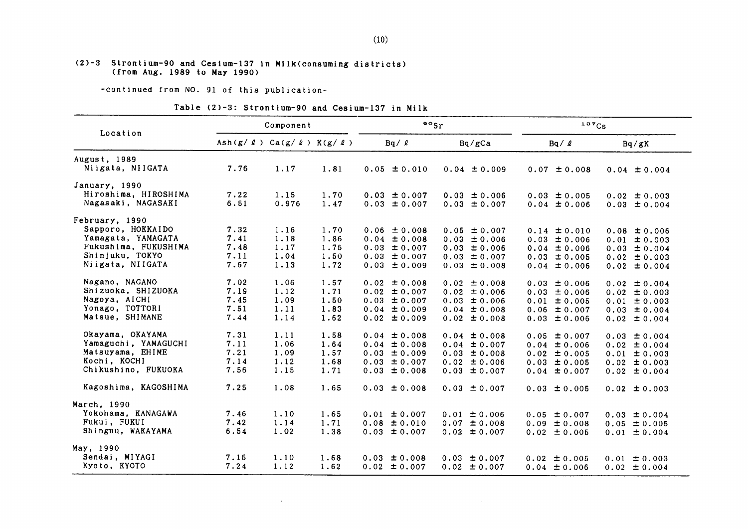(2)-3 Strontium-90 and Cesium-137 in Milk(consuming districts)
(from Aug. 1989 to May 1990)

-continued from NO. 91 of this publication-

Table (2)-3: Strontium-90 and Cesium-137 in Milk

| Location | Component | | | $^{90}Sr$ | | $^{137}Cs$ | |
|---|---|---|---|---|---|---|---|
| | Ash(g/ℓ) | Ca(g/ℓ) | K(g/ℓ) | Bq/ℓ | Bq/gCa | Bq/ℓ | Bq/gK |
| August, 1989 | | | | | | | |
| Niigata, NIIGATA | 7.76 | 1.17 | 1.81 | 0.05 ±0.010 | 0.04 ±0.009 | 0.07 ±0.008 | 0.04 ±0.004 |
| January, 1990 | | | | | | | |
| Hiroshima, HIROSHIMA | 7.22 | 1.15 | 1.70 | 0.03 ±0.007 | 0.03 ±0.006 | 0.03 ±0.005 | 0.02 ±0.003 |
| Nagasaki, NAGASAKI | 6.51 | 0.976 | 1.47 | 0.03 ±0.007 | 0.03 ±0.007 | 0.04 ±0.006 | 0.03 ±0.004 |
| February, 1990 | | | | | | | |
| Sapporo, HOKKAIDO | 7.32 | 1.16 | 1.70 | 0.06 ±0.008 | 0.05 ±0.007 | 0.14 ±0.010 | 0.08 ±0.006 |
| Yamagata, YAMAGATA | 7.41 | 1.18 | 1.86 | 0.04 ±0.008 | 0.03 ±0.006 | 0.03 ±0.006 | 0.01 ±0.003 |
| Fukushima, FUKUSHIMA | 7.48 | 1.17 | 1.75 | 0.03 ±0.007 | 0.03 ±0.006 | 0.04 ±0.006 | 0.03 ±0.004 |
| Shinjuku, TOKYO | 7.11 | 1.04 | 1.50 | 0.03 ±0.007 | 0.03 ±0.007 | 0.03 ±0.005 | 0.02 ±0.003 |
| Niigata, NIIGATA | 7.67 | 1.13 | 1.72 | 0.03 ±0.009 | 0.03 ±0.008 | 0.04 ±0.006 | 0.02 ±0.004 |
| Nagano, NAGANO | 7.02 | 1.06 | 1.57 | 0.02 ±0.008 | 0.02 ±0.008 | 0.03 ±0.006 | 0.02 ±0.004 |
| Shizuoka, SHIZUOKA | 7.19 | 1.12 | 1.71 | 0.02 ±0.007 | 0.02 ±0.006 | 0.03 ±0.006 | 0.02 ±0.003 |
| Nagoya, AICHI | 7.45 | 1.09 | 1.50 | 0.03 ±0.007 | 0.03 ±0.006 | 0.01 ±0.005 | 0.01 ±0.003 |
| Yonago, TOTTORI | 7.51 | 1.11 | 1.83 | 0.04 ±0.009 | 0.04 ±0.008 | 0.06 ±0.007 | 0.03 ±0.004 |
| Matsue, SHIMANE | 7.44 | 1.14 | 1.62 | 0.02 ±0.009 | 0.02 ±0.008 | 0.03 ±0.006 | 0.02 ±0.004 |
| Okayama, OKAYAMA | 7.31 | 1.11 | 1.58 | 0.04 ±0.008 | 0.04 ±0.008 | 0.05 ±0.007 | 0.03 ±0.004 |
| Yamaguchi, YAMAGUCHI | 7.11 | 1.06 | 1.64 | 0.04 ±0.008 | 0.04 ±0.007 | 0.04 ±0.006 | 0.02 ±0.004 |
| Matsuyama, EHIME | 7.21 | 1.09 | 1.57 | 0.03 ±0.009 | 0.03 ±0.008 | 0.02 ±0.005 | 0.01 ±0.003 |
| Kochi, KOCHI | 7.14 | 1.12 | 1.68 | 0.03 ±0.007 | 0.02 ±0.006 | 0.03 ±0.005 | 0.02 ±0.003 |
| Chikushino, FUKUOKA | 7.56 | 1.15 | 1.71 | 0.03 ±0.008 | 0.03 ±0.007 | 0.04 ±0.007 | 0.02 ±0.004 |
| Kagoshima, KAGOSHIMA | 7.25 | 1.08 | 1.65 | 0.03 ±0.008 | 0.03 ±0.007 | 0.03 ±0.005 | 0.02 ±0.003 |
| March, 1990 | | | | | | | |
| Yokohama, KANAGAWA | 7.46 | 1.10 | 1.65 | 0.01 ±0.007 | 0.01 ±0.006 | 0.05 ±0.007 | 0.03 ±0.004 |
| Fukui, FUKUI | 7.42 | 1.14 | 1.71 | 0.08 ±0.010 | 0.07 ±0.008 | 0.09 ±0.008 | 0.05 ±0.005 |
| Shinguu, WAKAYAMA | 6.54 | 1.02 | 1.38 | 0.03 ±0.007 | 0.02 ±0.007 | 0.02 ±0.005 | 0.01 ±0.004 |
| May, 1990 | | | | | | | |
| Sendai, MIYAGI | 7.15 | 1.10 | 1.68 | 0.03 ±0.008 | 0.03 ±0.007 | 0.02 ±0.005 | 0.01 ±0.003 |
| Kyoto, KYOTO | 7.24 | 1.12 | 1.62 | 0.02 ±0.007 | 0.02 ±0.007 | 0.04 ±0.006 | 0.02 ±0.004 |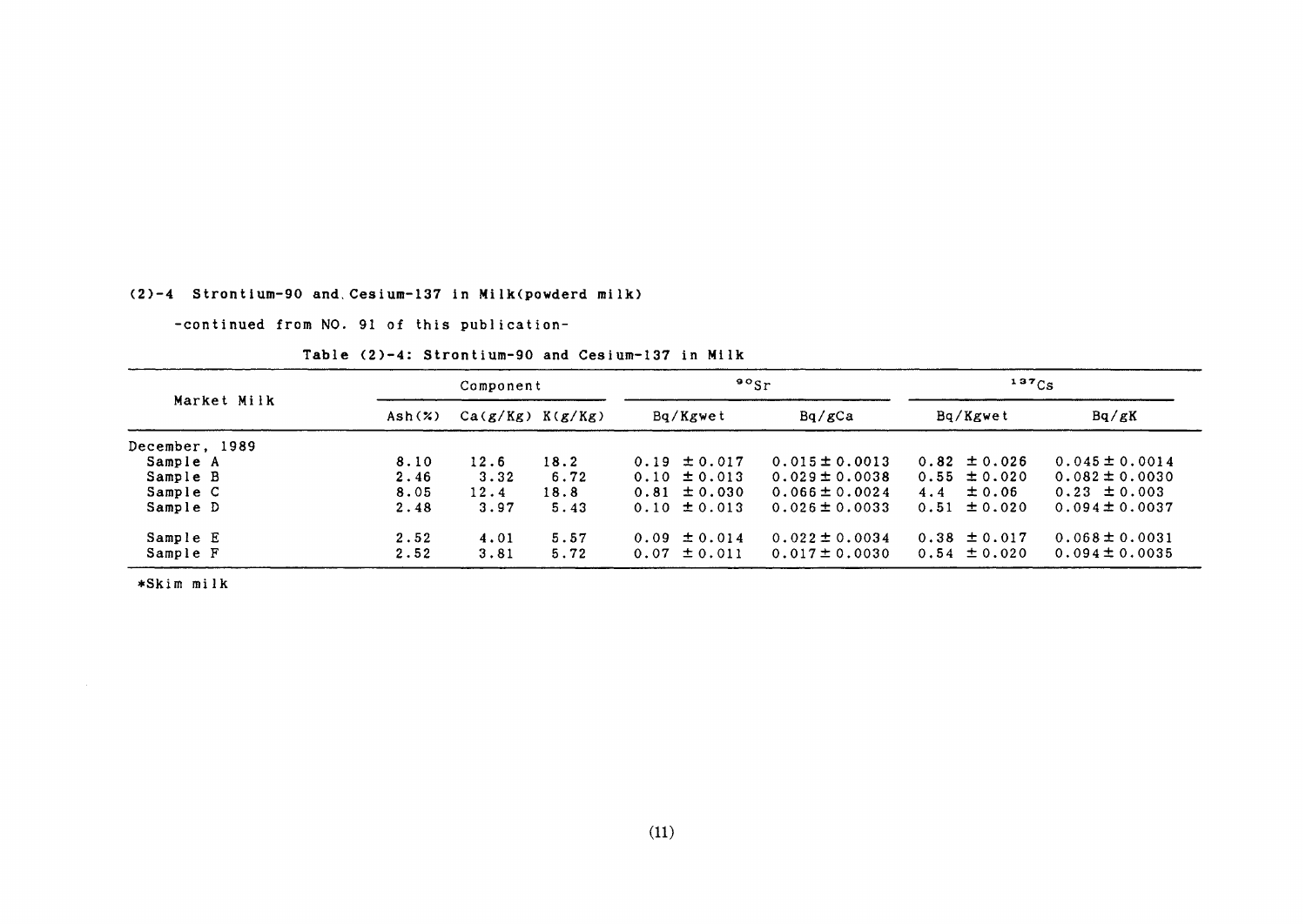### (2)-4 Strontium-90 and Cesium-137 in Milk(powderd milk)

-continued from NO. 91 of this publication-

Table (2)-4: Strontium-90 and Cesium-137 in Milk

| Market Milk | Component | | | $^{90}Sr$ | | $^{137}Cs$ | |
|---|---|---|---|---|---|---|---|
| | Ash(%) | Ca(g/Kg) | K(g/Kg) | Bq/Kgwet | Bq/gCa | Bq/Kgwet | Bq/gK |
| December, 1989 | | | | | | | |
| Sample A | 8.10 | 12.6 | 18.2 | 0.19 ± 0.017 | 0.015 ± 0.0013 | 0.82 ± 0.026 | 0.045 ± 0.0014 |
| Sample B | 2.46 | 3.32 | 6.72 | 0.10 ± 0.013 | 0.029 ± 0.0038 | 0.55 ± 0.020 | 0.082 ± 0.0030 |
| Sample C | 8.05 | 12.4 | 18.8 | 0.81 ± 0.030 | 0.066 ± 0.0024 | 4.4 ± 0.06 | 0.23 ± 0.003 |
| Sample D | 2.48 | 3.97 | 5.43 | 0.10 ± 0.013 | 0.026 ± 0.0033 | 0.51 ± 0.020 | 0.094 ± 0.0037 |
| Sample E | 2.52 | 4.01 | 5.57 | 0.09 ± 0.014 | 0.022 ± 0.0034 | 0.38 ± 0.017 | 0.068 ± 0.0031 |
| Sample F | 2.52 | 3.81 | 5.72 | 0.07 ± 0.011 | 0.017 ± 0.0030 | 0.54 ± 0.020 | 0.094 ± 0.0035 |

*Skim milk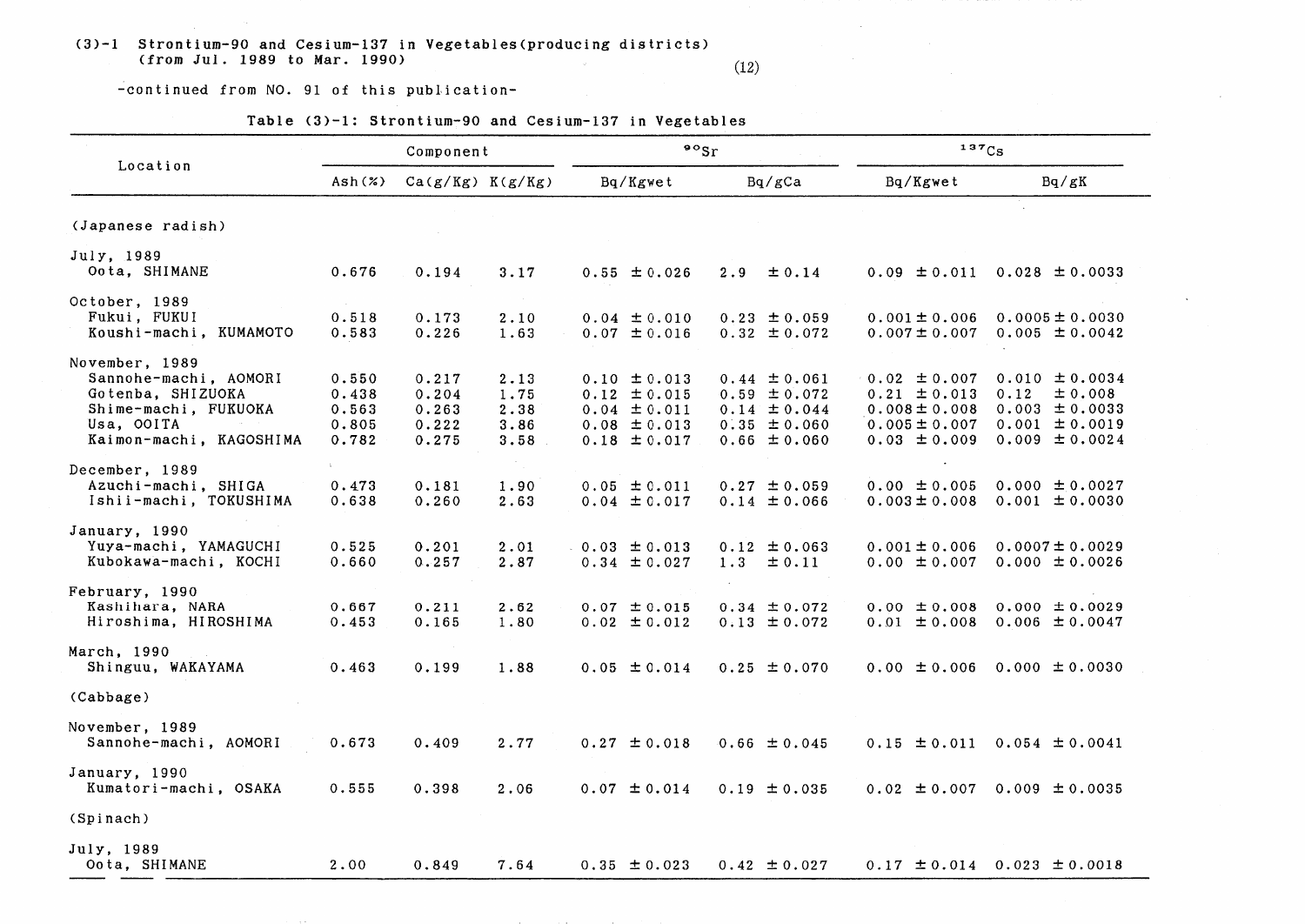# (3)-1 Strontium-90 and Cesium-137 in Vegetables (producing districts) (from Jul. 1989 to Mar. 1990)

(12)

-continued from NO. 91 of this publication-

Table (3)-1: Strontium-90 and Cesium-137 in Vegetables

| Location | Component | | | $^{90}Sr$ | | $^{137}Cs$ | |
|---|---|---|---|---|---|---|---|
| | Ash(%) | Ca(g/Kg) | K(g/Kg) | Bq/Kgwet | Bq/gCa | Bq/Kgwet | Bq/gK |
| (Japanese radish) | | | | | | | |
| July, 1989 | | | | | | | |
| Oota, SHIMANE | 0.676 | 0.194 | 3.17 | 0.55 ± 0.026 | 2.9 ± 0.14 | 0.09 ± 0.011 | 0.028 ± 0.0033 |
| October, 1989 | | | | | | | |
| Fukui, FUKUI | 0.518 | 0.173 | 2.10 | 0.04 ± 0.010 | 0.23 ± 0.059 | 0.001 ± 0.006 | 0.0005 ± 0.0030 |
| Koushi-machi, KUMAMOTO | 0.583 | 0.226 | 1.63 | 0.07 ± 0.016 | 0.32 ± 0.072 | 0.007 ± 0.007 | 0.005 ± 0.0042 |
| November, 1989 | | | | | | | |
| Sannohe-machi, AOMORI | 0.550 | 0.217 | 2.13 | 0.10 ± 0.013 | 0.44 ± 0.061 | 0.02 ± 0.007 | 0.010 ± 0.0034 |
| Gotenba, SHIZUOKA | 0.438 | 0.204 | 1.75 | 0.12 ± 0.015 | 0.59 ± 0.072 | 0.21 ± 0.013 | 0.12 ± 0.008 |
| Shime-machi, FUKUOKA | 0.563 | 0.263 | 2.38 | 0.04 ± 0.011 | 0.14 ± 0.044 | 0.008 ± 0.008 | 0.003 ± 0.0033 |
| Usa, OOITA | 0.805 | 0.222 | 3.86 | 0.08 ± 0.013 | 0.35 ± 0.060 | 0.005 ± 0.007 | 0.001 ± 0.0019 |
| Kaimon-machi, KAGOSHIMA | 0.782 | 0.275 | 3.58 | 0.18 ± 0.017 | 0.66 ± 0.060 | 0.03 ± 0.009 | 0.009 ± 0.0024 |
| December, 1989 | | | | | | | |
| Azuchi-machi, SHIGA | 0.473 | 0.181 | 1.90 | 0.05 ± 0.011 | 0.27 ± 0.059 | 0.00 ± 0.005 | 0.000 ± 0.0027 |
| Ishii-machi, TOKUSHIMA | 0.638 | 0.260 | 2.63 | 0.04 ± 0.017 | 0.14 ± 0.066 | 0.003 ± 0.008 | 0.001 ± 0.0030 |
| January, 1990 | | | | | | | |
| Yuya-machi, YAMAGUCHI | 0.525 | 0.201 | 2.01 | 0.03 ± 0.013 | 0.12 ± 0.063 | 0.001 ± 0.006 | 0.0007 ± 0.0029 |
| Kubokawa-machi, KOCHI | 0.660 | 0.257 | 2.87 | 0.34 ± 0.027 | 1.3 ± 0.11 | 0.00 ± 0.007 | 0.000 ± 0.0026 |
| February, 1990 | | | | | | | |
| Kashihara, NARA | 0.667 | 0.211 | 2.62 | 0.07 ± 0.015 | 0.34 ± 0.072 | 0.00 ± 0.008 | 0.000 ± 0.0029 |
| Hiroshima, HIROSHIMA | 0.453 | 0.165 | 1.80 | 0.02 ± 0.012 | 0.13 ± 0.072 | 0.01 ± 0.008 | 0.006 ± 0.0047 |
| March, 1990 | | | | | | | |
| Shinguu, WAKAYAMA | 0.463 | 0.199 | 1.88 | 0.05 ± 0.014 | 0.25 ± 0.070 | 0.00 ± 0.006 | 0.000 ± 0.0030 |
| (Cabbage) | | | | | | | |
| November, 1989 | | | | | | | |
| Sannohe-machi, AOMORI | 0.673 | 0.409 | 2.77 | 0.27 ± 0.018 | 0.66 ± 0.045 | 0.15 ± 0.011 | 0.054 ± 0.0041 |
| January, 1990 | | | | | | | |
| Kumatori-machi, OSAKA | 0.555 | 0.398 | 2.06 | 0.07 ± 0.014 | 0.19 ± 0.035 | 0.02 ± 0.007 | 0.009 ± 0.0035 |
| (Spinach) | | | | | | | |
| July, 1989 | | | | | | | |
| Oota, SHIMANE | 2.00 | 0.849 | 7.64 | 0.35 ± 0.023 | 0.42 ± 0.027 | 0.17 ± 0.014 | 0.023 ± 0.0018 |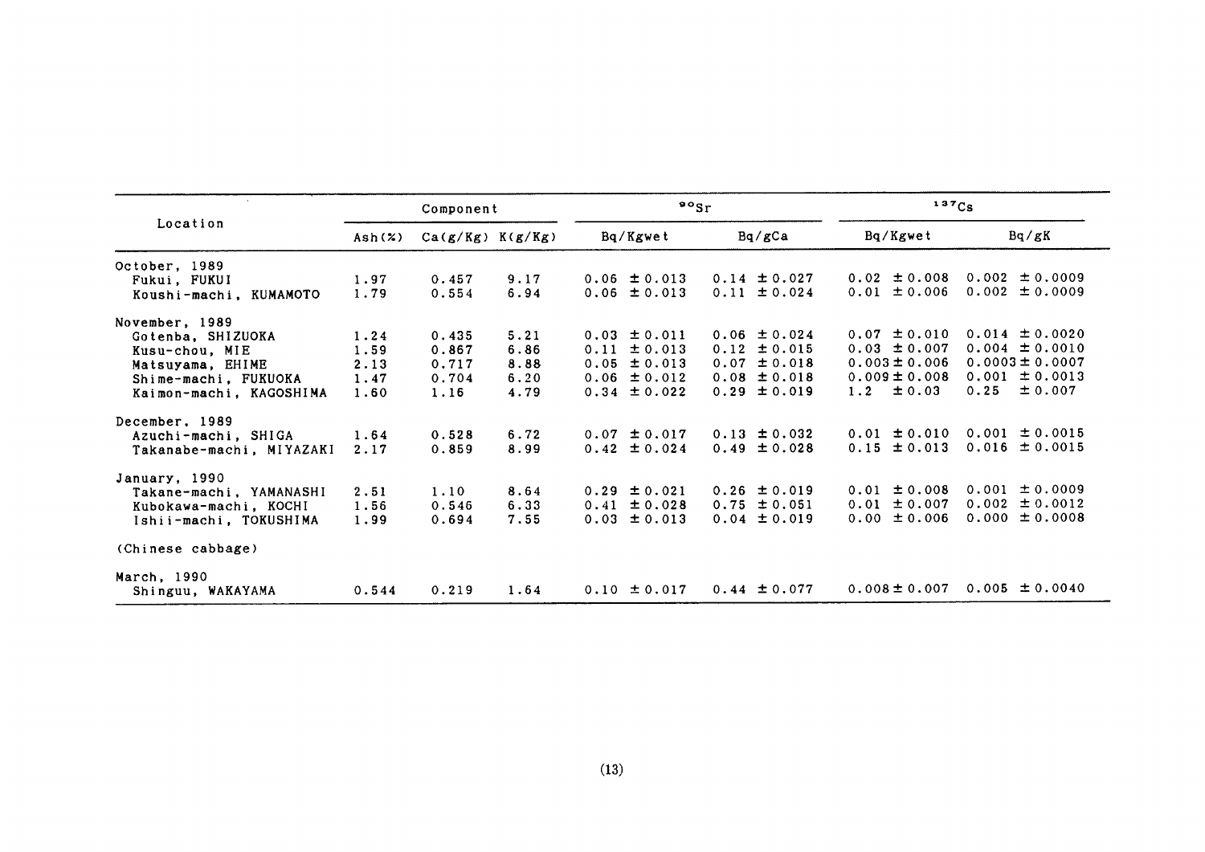| Location | Component | | | $^{90}Sr$ | | $^{137}Cs$ | |
|---|---|---|---|---|---|---|---|
| | Ash(%) | Ca(g/Kg) | K(g/Kg) | Bq/Kgwet | Bq/gCa | Bq/Kgwet | Bq/gK |
| October, 1989 | | | | | | | |
| Fukui, FUKUI | 1.97 | 0.457 | 9.17 | 0.06 ± 0.013 | 0.14 ± 0.027 | 0.02 ± 0.008 | 0.002 ± 0.0009 |
| Koushi-machi, KUMAMOTO | 1.79 | 0.554 | 6.94 | 0.06 ± 0.013 | 0.11 ± 0.024 | 0.01 ± 0.006 | 0.002 ± 0.0009 |
| November, 1989 | | | | | | | |
| Gotenba, SHIZUOKA | 1.24 | 0.435 | 5.21 | 0.03 ± 0.011 | 0.06 ± 0.024 | 0.07 ± 0.010 | 0.014 ± 0.0020 |
| Kusu-chou, MIE | 1.59 | 0.867 | 6.86 | 0.11 ± 0.013 | 0.12 ± 0.015 | 0.03 ± 0.007 | 0.004 ± 0.0010 |
| Matsuyama, EHIME | 2.13 | 0.717 | 8.88 | 0.05 ± 0.013 | 0.07 ± 0.018 | 0.003 ± 0.006 | 0.0003 ± 0.0007 |
| Shime-machi, FUKUOKA | 1.47 | 0.704 | 6.20 | 0.06 ± 0.012 | 0.08 ± 0.018 | 0.009 ± 0.008 | 0.001 ± 0.0013 |
| Kaimon-machi, KAGOSHIMA | 1.60 | 1.16 | 4.79 | 0.34 ± 0.022 | 0.29 ± 0.019 | 1.2 ± 0.03 | 0.25 ± 0.007 |
| December, 1989 | | | | | | | |
| Azuchi-machi, SHIGA | 1.64 | 0.528 | 6.72 | 0.07 ± 0.017 | 0.13 ± 0.032 | 0.01 ± 0.010 | 0.001 ± 0.0015 |
| Takanabe-machi, MIYAZAKI | 2.17 | 0.859 | 8.99 | 0.42 ± 0.024 | 0.49 ± 0.028 | 0.15 ± 0.013 | 0.016 ± 0.0015 |
| January, 1990 | | | | | | | |
| Takane-machi, YAMANASHI | 2.51 | 1.10 | 8.64 | 0.29 ± 0.021 | 0.26 ± 0.019 | 0.01 ± 0.008 | 0.001 ± 0.0009 |
| Kubokawa-machi, KOCHI | 1.56 | 0.546 | 6.33 | 0.41 ± 0.028 | 0.75 ± 0.051 | 0.01 ± 0.007 | 0.002 ± 0.0012 |
| Ishii-machi, TOKUSHIMA | 1.99 | 0.694 | 7.55 | 0.03 ± 0.013 | 0.04 ± 0.019 | 0.00 ± 0.006 | 0.000 ± 0.0008 |
| (Chinese cabbage) | | | | | | | |
| March, 1990 | | | | | | | |
| Shinguu, WAKAYAMA | 0.544 | 0.219 | 1.64 | 0.10 ± 0.017 | 0.44 ± 0.077 | 0.008 ± 0.007 | 0.005 ± 0.0040 |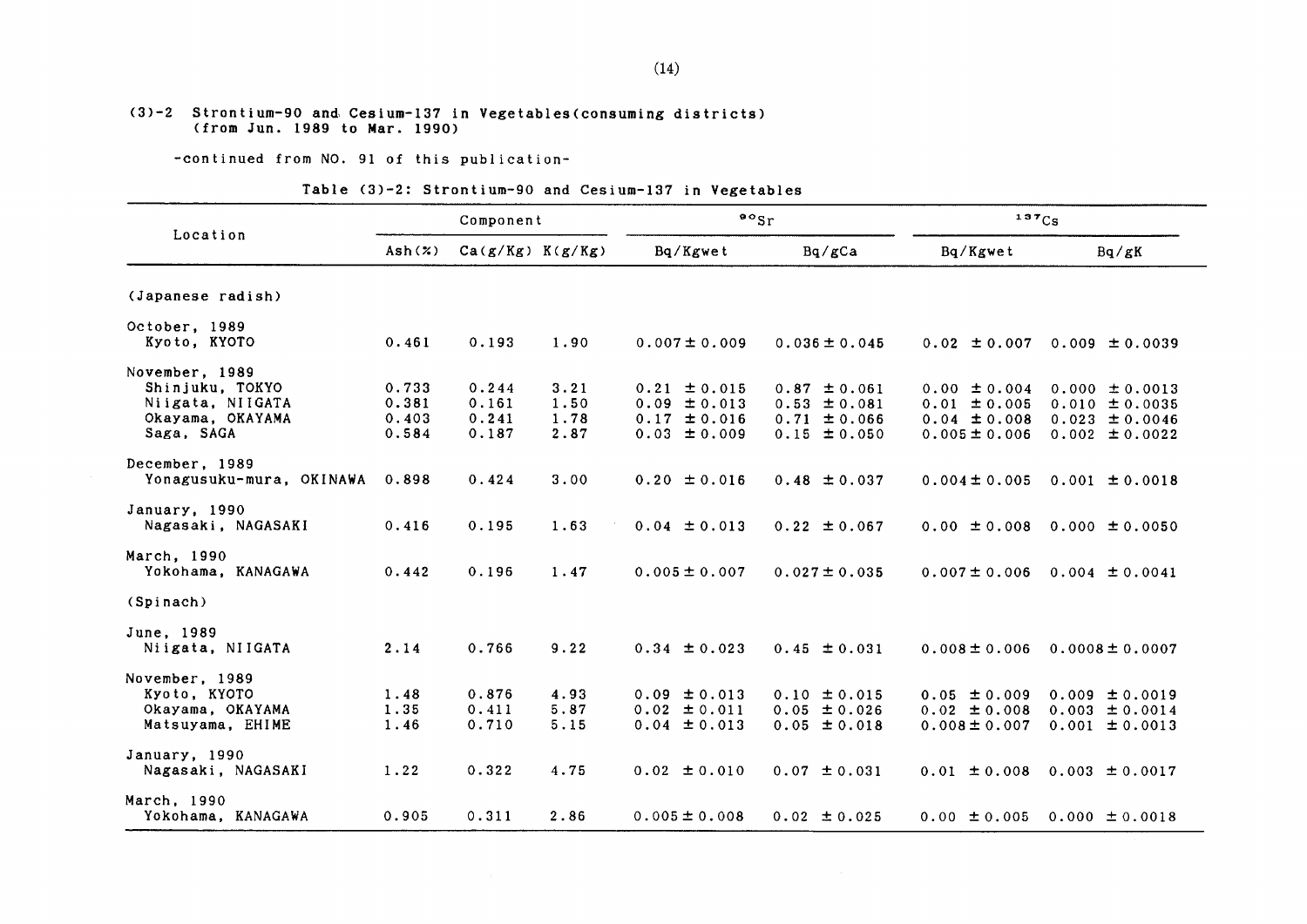## (3)-2 Strontium-90 and Cesium-137 in Vegetables(consuming districts) (from Jun. 1989 to Mar. 1990)

-continued from NO. 91 of this publication-

Table (3)-2: Strontium-90 and Cesium-137 in Vegetables

| Location | Component | | | $^{90}Sr$ | | $^{137}Cs$ | |
|---|---|---|---|---|---|---|---|
| | Ash(%) | Ca(g/Kg) | K(g/Kg) | Bq/Kgwet | Bq/gCa | Bq/Kgwet | Bq/gK |
| (Japanese radish) | | | | | | | |
| October, 1989 | | | | | | | |
| Kyoto, KYOTO | 0.461 | 0.193 | 1.90 | 0.007 ± 0.009 | 0.036 ± 0.045 | 0.02 ± 0.007 | 0.009 ± 0.0039 |
| November, 1989 | | | | | | | |
| Shinjuku, TOKYO | 0.733 | 0.244 | 3.21 | 0.21 ± 0.015 | 0.87 ± 0.061 | 0.00 ± 0.004 | 0.000 ± 0.0013 |
| Niigata, NIIGATA | 0.381 | 0.161 | 1.50 | 0.09 ± 0.013 | 0.53 ± 0.081 | 0.01 ± 0.005 | 0.010 ± 0.0035 |
| Okayama, OKAYAMA | 0.403 | 0.241 | 1.78 | 0.17 ± 0.016 | 0.71 ± 0.066 | 0.04 ± 0.008 | 0.023 ± 0.0046 |
| Saga, SAGA | 0.584 | 0.187 | 2.87 | 0.03 ± 0.009 | 0.15 ± 0.050 | 0.005 ± 0.006 | 0.002 ± 0.0022 |
| December, 1989 | | | | | | | |
| Yonagusuku-mura, OKINAWA | 0.898 | 0.424 | 3.00 | 0.20 ± 0.016 | 0.48 ± 0.037 | 0.004 ± 0.005 | 0.001 ± 0.0018 |
| January, 1990 | | | | | | | |
| Nagasaki, NAGASAKI | 0.416 | 0.195 | 1.63 | 0.04 ± 0.013 | 0.22 ± 0.067 | 0.00 ± 0.008 | 0.000 ± 0.0050 |
| March, 1990 | | | | | | | |
| Yokohama, KANAGAWA | 0.442 | 0.196 | 1.47 | 0.005 ± 0.007 | 0.027 ± 0.035 | 0.007 ± 0.006 | 0.004 ± 0.0041 |
| (Spinach) | | | | | | | |
| June, 1989 | | | | | | | |
| Niigata, NIIGATA | 2.14 | 0.766 | 9.22 | 0.34 ± 0.023 | 0.45 ± 0.031 | 0.008 ± 0.006 | 0.0008 ± 0.0007 |
| November, 1989 | | | | | | | |
| Kyoto, KYOTO | 1.48 | 0.876 | 4.93 | 0.09 ± 0.013 | 0.10 ± 0.015 | 0.05 ± 0.009 | 0.009 ± 0.0019 |
| Okayama, OKAYAMA | 1.35 | 0.411 | 5.87 | 0.02 ± 0.011 | 0.05 ± 0.026 | 0.02 ± 0.008 | 0.003 ± 0.0014 |
| Matsuyama, EHIME | 1.46 | 0.710 | 5.15 | 0.04 ± 0.013 | 0.05 ± 0.018 | 0.008 ± 0.007 | 0.001 ± 0.0013 |
| January, 1990 | | | | | | | |
| Nagasaki, NAGASAKI | 1.22 | 0.322 | 4.75 | 0.02 ± 0.010 | 0.07 ± 0.031 | 0.01 ± 0.008 | 0.003 ± 0.0017 |
| March, 1990 | | | | | | | |
| Yokohama, KANAGAWA | 0.905 | 0.311 | 2.86 | 0.005 ± 0.008 | 0.02 ± 0.025 | 0.00 ± 0.005 | 0.000 ± 0.0018 |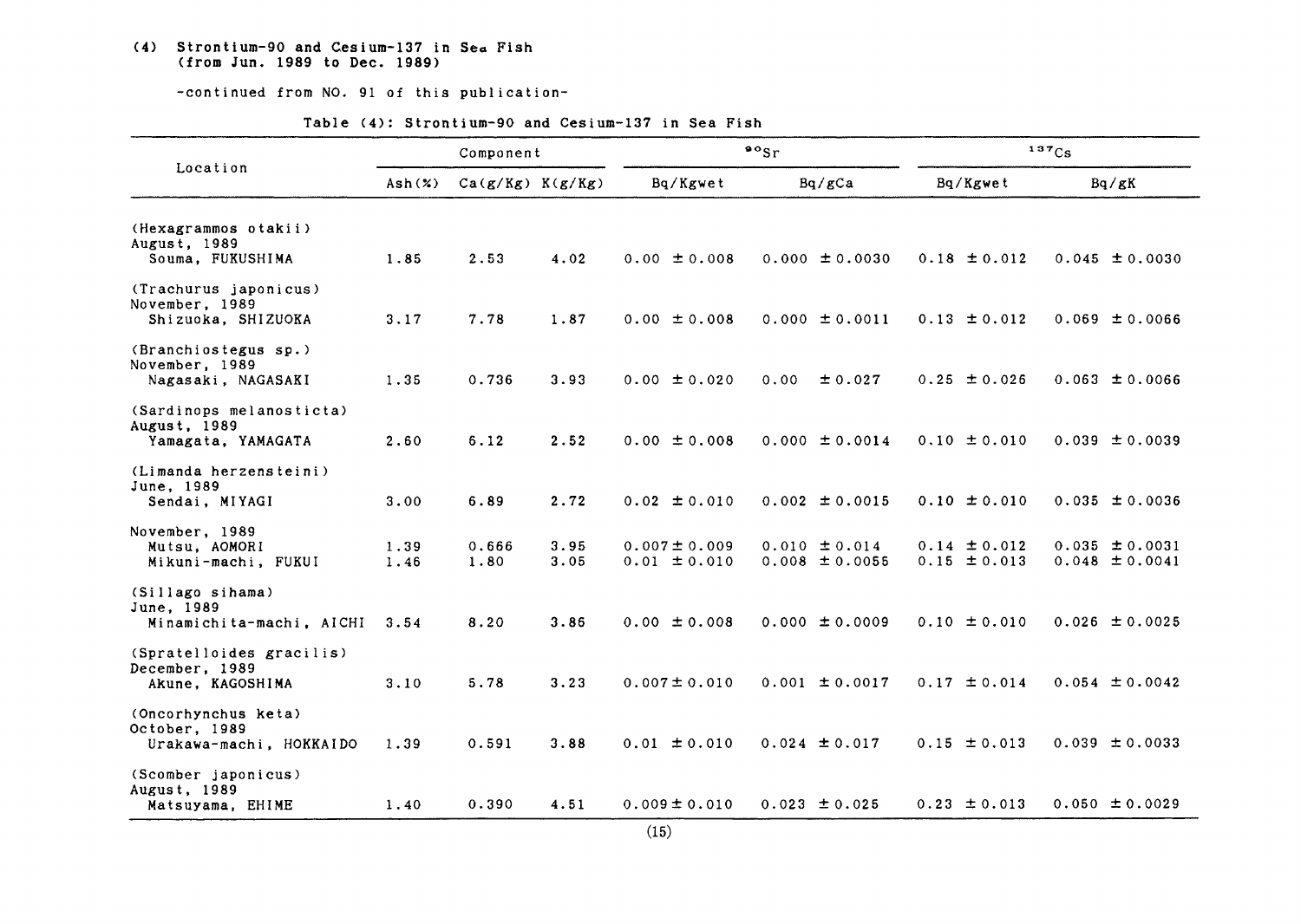# (4) Strontium-90 and Cesium-137 in Sea Fish (from Jun. 1989 to Dec. 1989)

-continued from NO. 91 of this publication-

Table (4): Strontium-90 and Cesium-137 in Sea Fish

| Location | Component | | | $^{90}Sr$ | | $^{137}Cs$ | |
|---|---|---|---|---|---|---|---|
| | Ash(%) | Ca(g/Kg) | K(g/Kg) | Bq/Kgwet | Bq/gCa | Bq/Kgwet | Bq/gK |
| (Hexagrammos otakii) | | | | | | | |
| August, 1989 | | | | | | | |
| Souma, FUKUSHIMA | 1.85 | 2.53 | 4.02 | 0.00 ±0.008 | 0.000 ±0.0030 | 0.18 ±0.012 | 0.045 ±0.0030 |
| (Trachurus japonicus) | | | | | | | |
| November, 1989 | | | | | | | |
| Shizuoka, SHIZUOKA | 3.17 | 7.78 | 1.87 | 0.00 ±0.008 | 0.000 ±0.0011 | 0.13 ±0.012 | 0.069 ±0.0066 |
| (Branchiostegus sp.) | | | | | | | |
| November, 1989 | | | | | | | |
| Nagasaki, NAGASAKI | 1.35 | 0.736 | 3.93 | 0.00 ±0.020 | 0.00 ±0.027 | 0.25 ±0.026 | 0.063 ±0.0066 |
| (Sardinops melanosticta) | | | | | | | |
| August, 1989 | | | | | | | |
| Yamagata, YAMAGATA | 2.60 | 6.12 | 2.52 | 0.00 ±0.008 | 0.000 ±0.0014 | 0.10 ±0.010 | 0.039 ±0.0039 |
| (Limanda herzensteini) | | | | | | | |
| June, 1989 | | | | | | | |
| Sendai, MIYAGI | 3.00 | 6.89 | 2.72 | 0.02 ±0.010 | 0.002 ±0.0015 | 0.10 ±0.010 | 0.035 ±0.0036 |
| November, 1989 | | | | | | | |
| Mutsu, AOMORI | 1.39 | 0.666 | 3.95 | 0.007±0.009 | 0.010 ±0.014 | 0.14 ±0.012 | 0.035 ±0.0031 |
| Mikuni-machi, FUKUI | 1.46 | 1.80 | 3.05 | 0.01 ±0.010 | 0.008 ±0.0055 | 0.15 ±0.013 | 0.048 ±0.0041 |
| (Sillago sihama) | | | | | | | |
| June, 1989 | | | | | | | |
| Minamichita-machi, AICHI | 3.54 | 8.20 | 3.86 | 0.00 ±0.008 | 0.000 ±0.0009 | 0.10 ±0.010 | 0.026 ±0.0025 |
| (Spratelloides gracilis) | | | | | | | |
| December, 1989 | | | | | | | |
| Akune, KAGOSHIMA | 3.10 | 5.78 | 3.23 | 0.007±0.010 | 0.001 ±0.0017 | 0.17 ±0.014 | 0.054 ±0.0042 |
| (Oncorhynchus keta) | | | | | | | |
| October, 1989 | | | | | | | |
| Urakawa-machi, HOKKAIDO | 1.39 | 0.591 | 3.88 | 0.01 ±0.010 | 0.024 ±0.017 | 0.15 ±0.013 | 0.039 ±0.0033 |
| (Scomber japonicus) | | | | | | | |
| August, 1989 | | | | | | | |
| Matsuyama, EHIME | 1.40 | 0.390 | 4.51 | 0.009±0.010 | 0.023 ±0.025 | 0.23 ±0.013 | 0.050 ±0.0029 |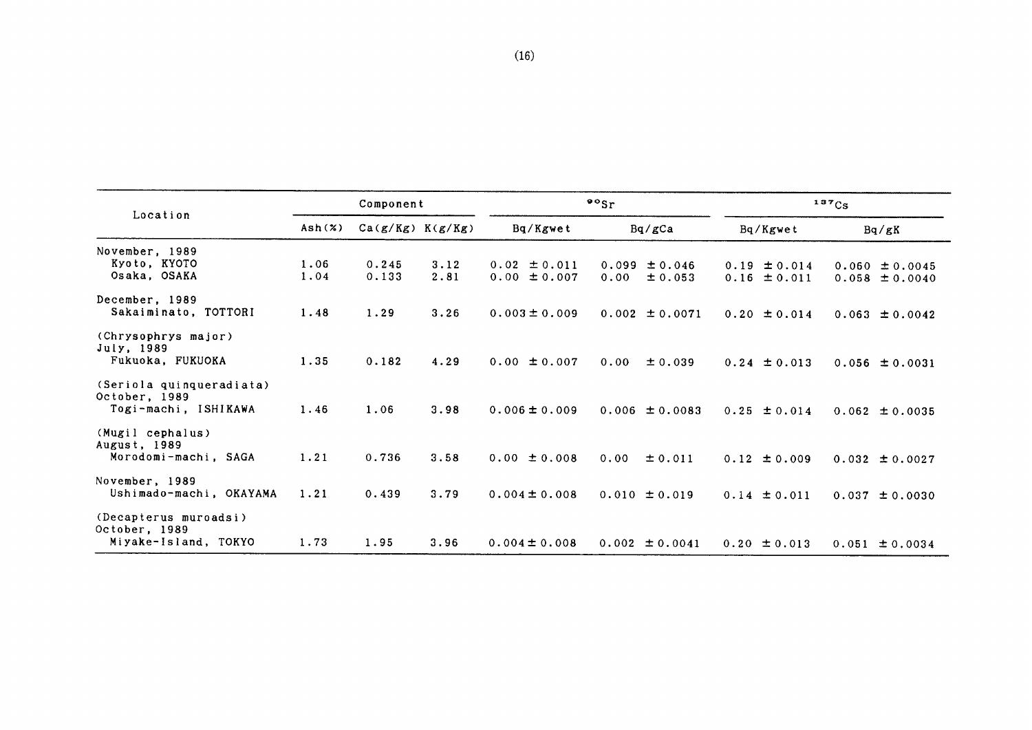| Location | Component | | | $^{90}Sr$ | | $^{137}Cs$ | |
|---|---|---|---|---|---|---|---|
| | Ash(%) | Ca(g/Kg) | K(g/Kg) | Bq/Kgwet | Bq/gCa | Bq/Kgwet | Bq/gK |
| November, 1989 | | | | | | | |
| Kyoto, KYOTO | 1.06 | 0.245 | 3.12 | 0.02 ± 0.011 | 0.099 ± 0.046 | 0.19 ± 0.014 | 0.060 ± 0.0045 |
| Osaka, OSAKA | 1.04 | 0.133 | 2.81 | 0.00 ± 0.007 | 0.00 ± 0.053 | 0.16 ± 0.011 | 0.058 ± 0.0040 |
| December, 1989 | | | | | | | |
| Sakaiminato, TOTTORI | 1.48 | 1.29 | 3.26 | 0.003 ± 0.009 | 0.002 ± 0.0071 | 0.20 ± 0.014 | 0.063 ± 0.0042 |
| (Chrysophrys major) | | | | | | | |
| July, 1989 | | | | | | | |
| Fukuoka, FUKUOKA | 1.35 | 0.182 | 4.29 | 0.00 ± 0.007 | 0.00 ± 0.039 | 0.24 ± 0.013 | 0.056 ± 0.0031 |
| (Seriola quinqueradiata) | | | | | | | |
| October, 1989 | | | | | | | |
| Togi-machi, ISHIKAWA | 1.46 | 1.06 | 3.98 | 0.006 ± 0.009 | 0.006 ± 0.0083 | 0.25 ± 0.014 | 0.062 ± 0.0035 |
| (Mugil cephalus) | | | | | | | |
| August, 1989 | | | | | | | |
| Morodomi-machi, SAGA | 1.21 | 0.736 | 3.58 | 0.00 ± 0.008 | 0.00 ± 0.011 | 0.12 ± 0.009 | 0.032 ± 0.0027 |
| November, 1989 | | | | | | | |
| Ushimado-machi, OKAYAMA | 1.21 | 0.439 | 3.79 | 0.004 ± 0.008 | 0.010 ± 0.019 | 0.14 ± 0.011 | 0.037 ± 0.0030 |
| (Decapterus muroadsi) | | | | | | | |
| October, 1989 | | | | | | | |
| Miyake-Island, TOKYO | 1.73 | 1.95 | 3.96 | 0.004 ± 0.008 | 0.002 ± 0.0041 | 0.20 ± 0.013 | 0.051 ± 0.0034 |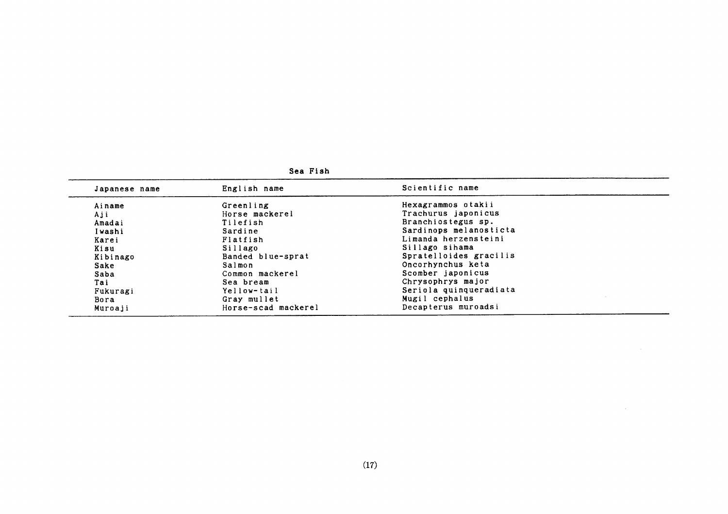## Sea Fish

| Japanese name | English name | Scientific name |
|---|---|---|
| Ainame | Greenling | Hexagrammos otakii |
| Aji | Horse mackerel | Trachurus japonicus |
| Amadai | Tilefish | Branchiostegus sp. |
| Iwashi | Sardine | Sardinops melanosticta |
| Karei | Flatfish | Limanda herzensteini |
| Kisu | Sillago | Sillago sihama |
| Kibinago | Banded blue-sprat | Spratelloides gracilis |
| Sake | Salmon | Oncorhynchus keta |
| Saba | Common mackerel | Scomber japonicus |
| Tai | Sea bream | Chrysophrys major |
| Fukuragi | Yellow-tail | Seriola quinqueradiata |
| Bora | Gray mullet | Mugil cephalus |
| Muroaji | Horse-scad mackerel | Decapterus muroadsi |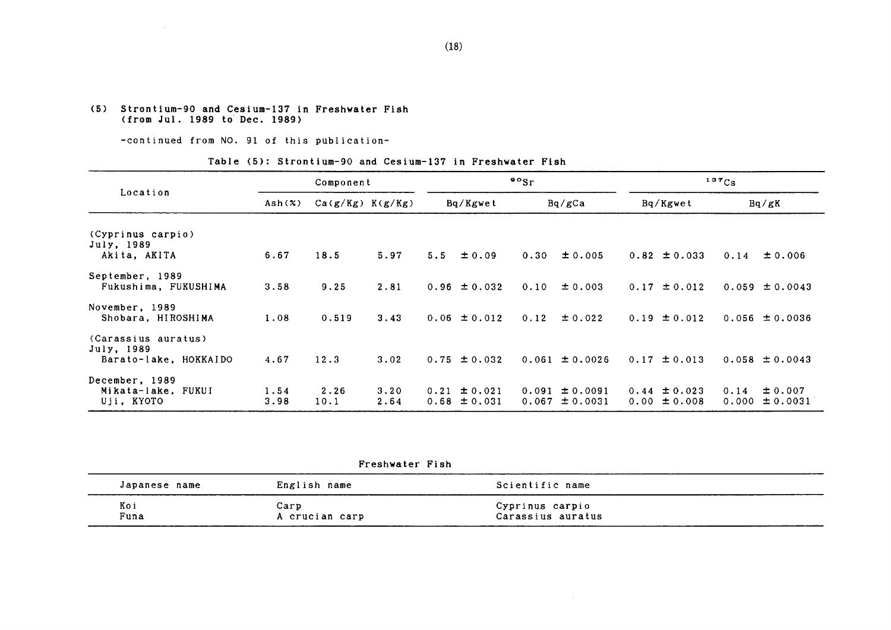## (5) Strontium-90 and Cesium-137 in Freshwater Fish (from Jul. 1989 to Dec. 1989)

-continued from NO. 91 of this publication-

Table (5): Strontium-90 and Cesium-137 in Freshwater Fish

| Location | Component | | | $^{90}Sr$ | | $^{137}Cs$ | |
|---|---|---|---|---|---|---|---|
| | Ash(%) | Ca(g/Kg) | K(g/Kg) | Bq/Kgwet | Bq/gCa | Bq/Kgwet | Bq/gK |
| (Cyprinus carpio) | | | | | | | |
| July, 1989 | | | | | | | |
| Akita, AKITA | 6.67 | 18.5 | 5.97 | 5.5 ± 0.09 | 0.30 ± 0.005 | 0.82 ± 0.033 | 0.14 ± 0.006 |
| September, 1989 | | | | | | | |
| Fukushima, FUKUSHIMA | 3.58 | 9.25 | 2.81 | 0.96 ± 0.032 | 0.10 ± 0.003 | 0.17 ± 0.012 | 0.059 ± 0.0043 |
| November, 1989 | | | | | | | |
| Shobara, HIROSHIMA | 1.08 | 0.519 | 3.43 | 0.06 ± 0.012 | 0.12 ± 0.022 | 0.19 ± 0.012 | 0.056 ± 0.0036 |
| (Carassius auratus) | | | | | | | |
| July, 1989 | | | | | | | |
| Barato-lake, HOKKAIDO | 4.67 | 12.3 | 3.02 | 0.75 ± 0.032 | 0.061 ± 0.0026 | 0.17 ± 0.013 | 0.058 ± 0.0043 |
| December, 1989 | | | | | | | |
| Mikata-lake, FUKUI | 1.54 | 2.26 | 3.20 | 0.21 ± 0.021 | 0.091 ± 0.0091 | 0.44 ± 0.023 | 0.14 ± 0.007 |
| Uji, KYOTO | 3.98 | 10.1 | 2.64 | 0.68 ± 0.031 | 0.067 ± 0.0031 | 0.00 ± 0.008 | 0.000 ± 0.0031 |

Freshwater Fish

| Japanese name | English name | Scientific name |
|---|---|---|
| Koi | Carp | Cyprinus carpio |
| Funa | A crucian carp | Carassius auratus |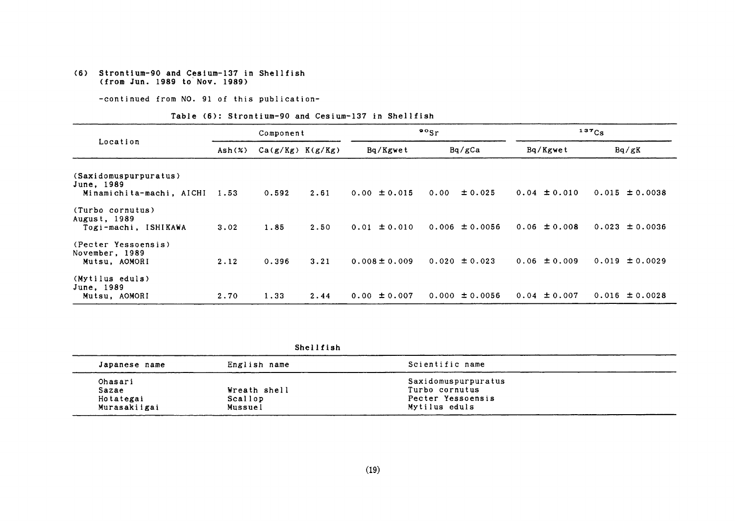### (6) Strontium-90 and Cesium-137 in Shellfish (from Jun. 1989 to Nov. 1989)

-continued from NO. 91 of this publication-

Table (6): Strontium-90 and Cesium-137 in Shellfish

| Location | Component | | | $^{90}Sr$ | | $^{137}Cs$ | |
|---|---|---|---|---|---|---|---|
| | Ash(%) | Ca(g/Kg) | K(g/Kg) | Bq/Kgwet | Bq/gCa | Bq/Kgwet | Bq/gK |
| (Saxidomuspurpuratus) June, 1989 Minamichita-machi, AICHI | 1.53 | 0.592 | 2.61 | 0.00 ±0.015 | 0.00 ±0.025 | 0.04 ±0.010 | 0.015 ±0.0038 |
| (Turbo cornutus) August, 1989 Togi-machi, ISHIKAWA | 3.02 | 1.85 | 2.50 | 0.01 ±0.010 | 0.006 ±0.0056 | 0.06 ±0.008 | 0.023 ±0.0036 |
| (Pecter Yessoensis) November, 1989 Mutsu, AOMORI | 2.12 | 0.396 | 3.21 | 0.008±0.009 | 0.020 ±0.023 | 0.06 ±0.009 | 0.019 ±0.0029 |
| (Mytilus eduls) June, 1989 Mutsu, AOMORI | 2.70 | 1.33 | 2.44 | 0.00 ±0.007 | 0.000 ±0.0056 | 0.04 ±0.007 | 0.016 ±0.0028 |

Shellfish

| Japanese name | English name | Scientific name |
|---|---|---|
| Ohasari | | Saxidomuspurpuratus |
| Sazae | Wreath shell | Turbo cornutus |
| Hotategai | Scallop | Pecter Yessoensis |
| Murasakiigai | Mussuel | Mytilus eduls |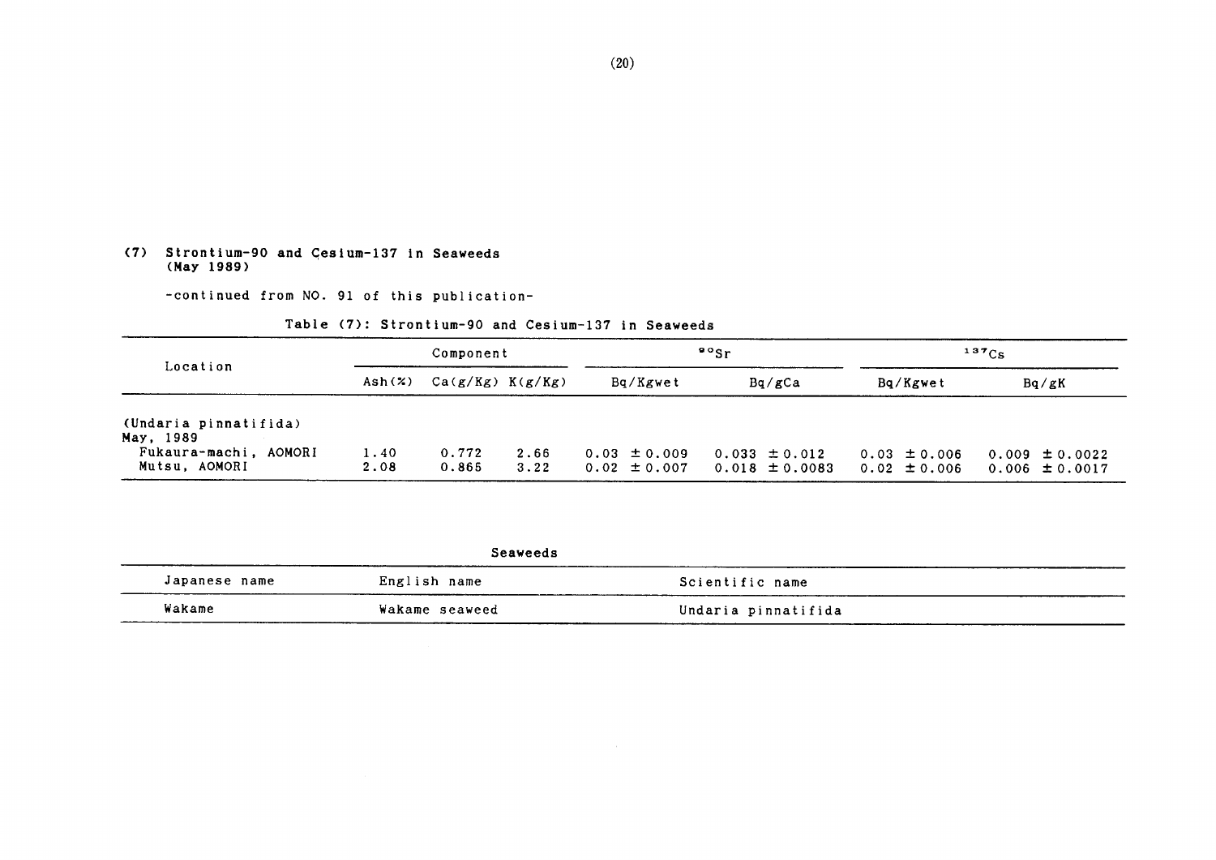## (7) Strontium-90 and Cesium-137 in Seaweeds (May 1989)

-continued from NO. 91 of this publication-

Table (7): Strontium-90 and Cesium-137 in Seaweeds

| Location | Component | | | $^{90}Sr$ | | $^{137}Cs$ | |
|---|---|---|---|---|---|---|---|
| | Ash(%) | Ca(g/Kg) | K(g/Kg) | Bq/Kgwet | Bq/gCa | Bq/Kgwet | Bq/gK |
| (Undaria pinnatifida) | | | | | | | |
| May, 1989 | | | | | | | |
| Fukaura-machi, AOMORI | 1.40 | 0.772 | 2.66 | 0.03 ± 0.009 | 0.033 ± 0.012 | 0.03 ± 0.006 | 0.009 ± 0.0022 |
| Mutsu, AOMORI | 2.08 | 0.865 | 3.22 | 0.02 ± 0.007 | 0.018 ± 0.0083 | 0.02 ± 0.006 | 0.006 ± 0.0017 |

Seaweeds

| Japanese name | English name | Scientific name |
|---|---|---|
| Wakame | Wakame seaweed | Undaria pinnatifida |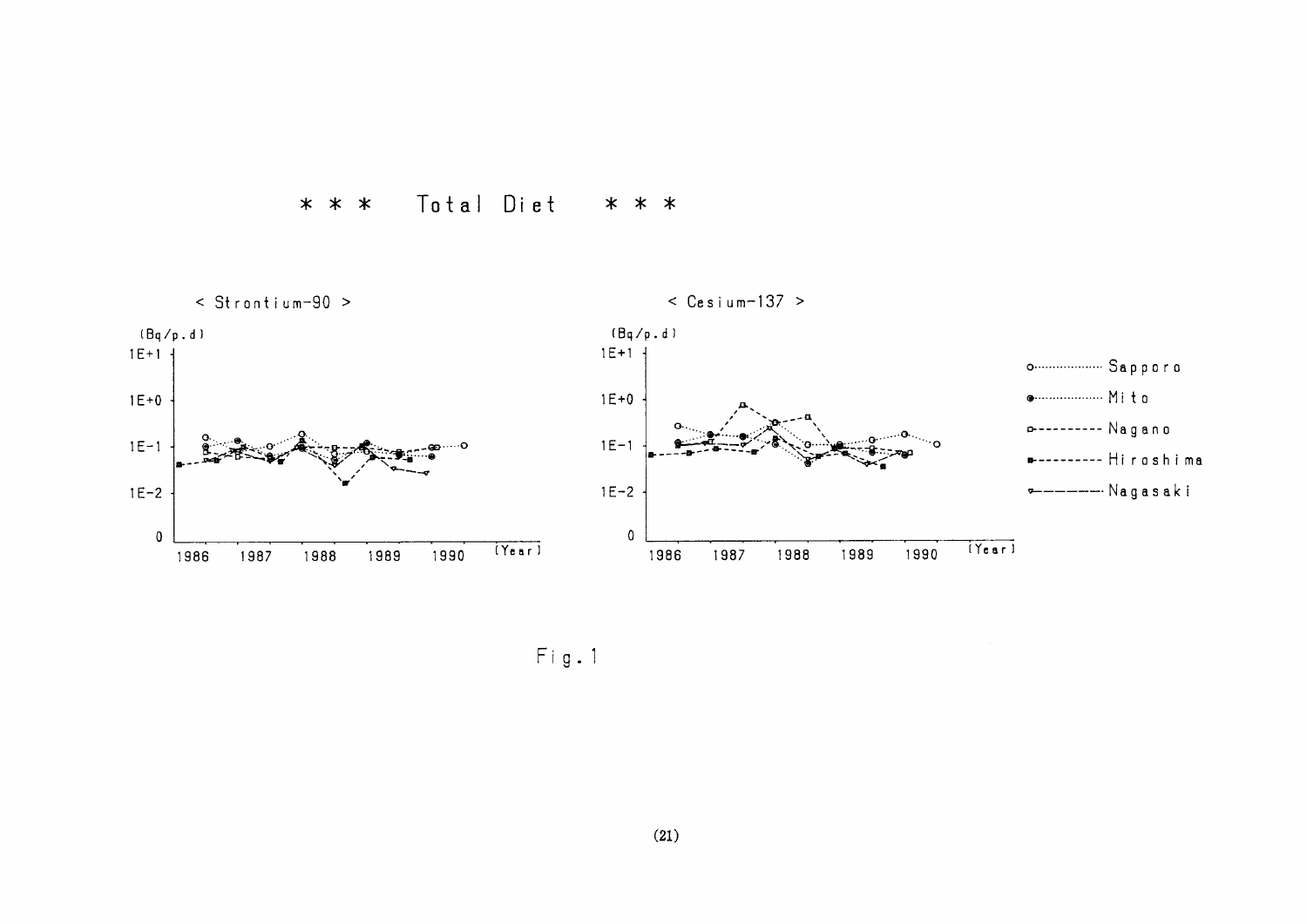# ＊＊＊ Total Diet ＊＊＊

< Strontium-90 >

(Bq/p.d)

< Cesium-137 >

(Bq/p.d)

Sapporo, Mito, Nagano, Hiroshima, Nagasaki

Fig.1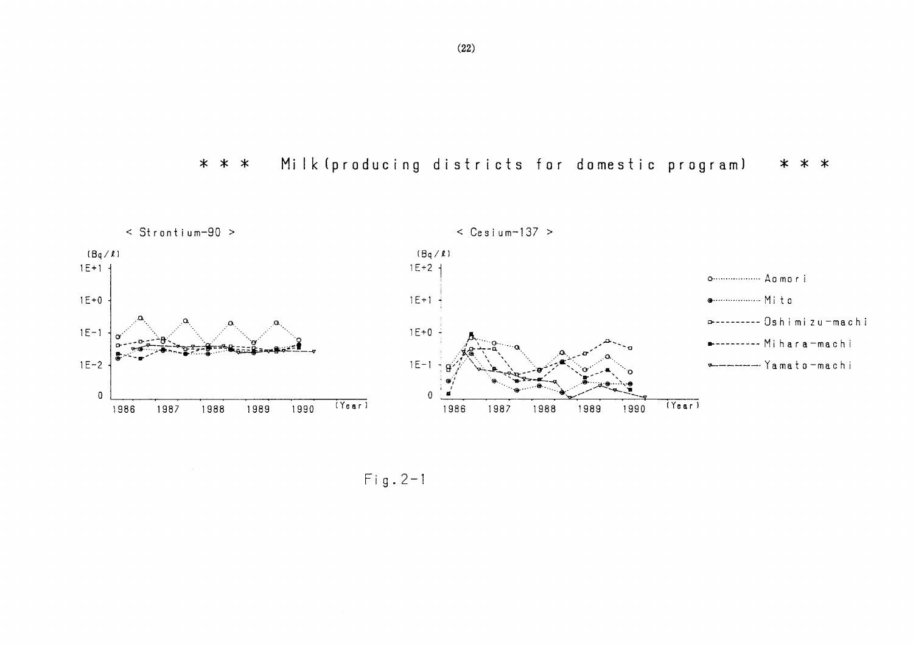# * * * Milk (producing districts for domestic program) * * *

< Strontium-90 >

(Bq/ℓ)

< Cesium-137 >

(Bq/ℓ)

Legend: Aomori, Mito, Oshimizu-machi, Mihara-machi, Yamato-machi

Fig. 2-1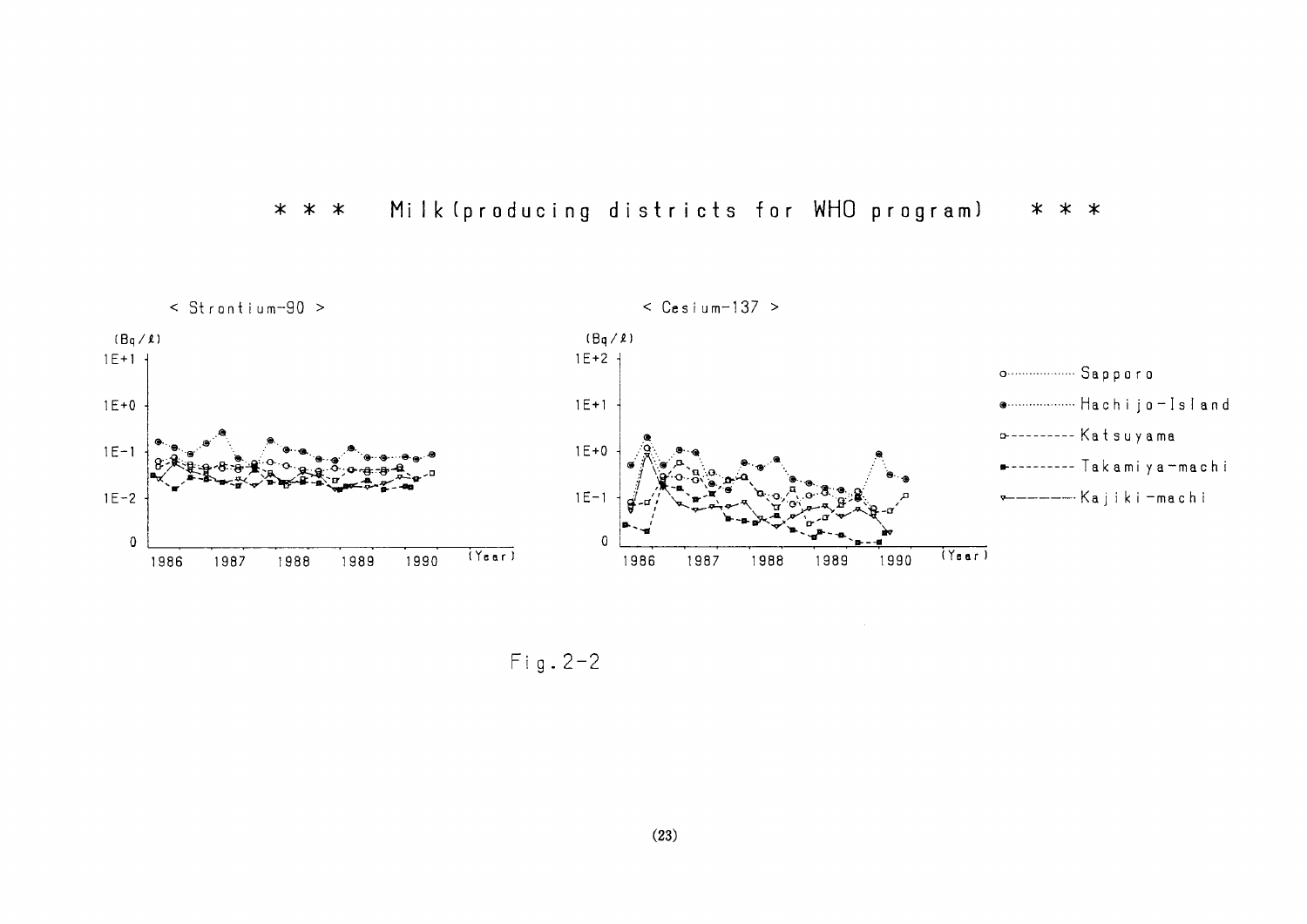# \* \* \* Milk(producing districts for WHO program) \* \* \*

< Strontium-90 >

(Bq/ℓ)

1E+1

1E+0

1E-1

1E-2

0

1986 1987 1988 1989 1990 (Year)

< Cesium-137 >

(Bq/ℓ)

1E+2

1E+1

1E+0

1E-1

0

1986 1987 1988 1989 1990 (Year)

- Sapporo
- Hachijo-Island
- Katsuyama
- Takamiya-machi
- Kajiki-machi

Fig.2-2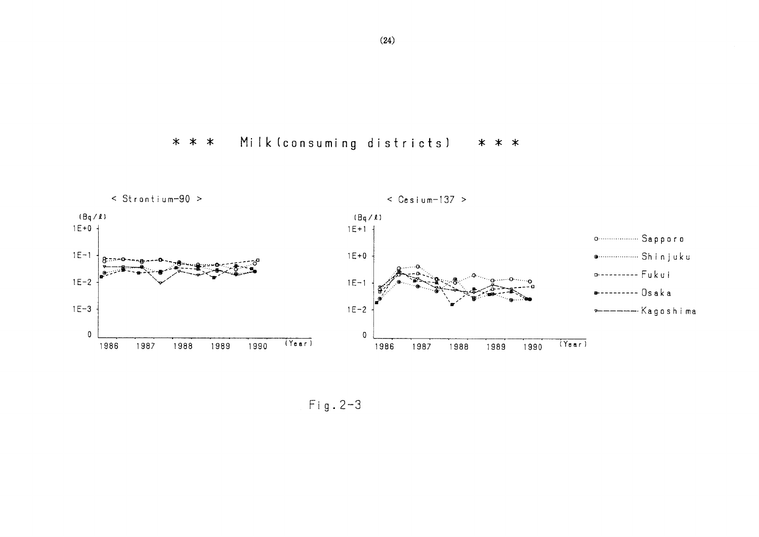## \* \* \* Milk (consuming districts) \* \* \*

< Strontium-90 >

(Bq/ℓ)

< Cesium-137 >

(Bq/ℓ)

Sapporo, Shinjuku, Fukui, Osaka, Kagoshima

Fig. 2-3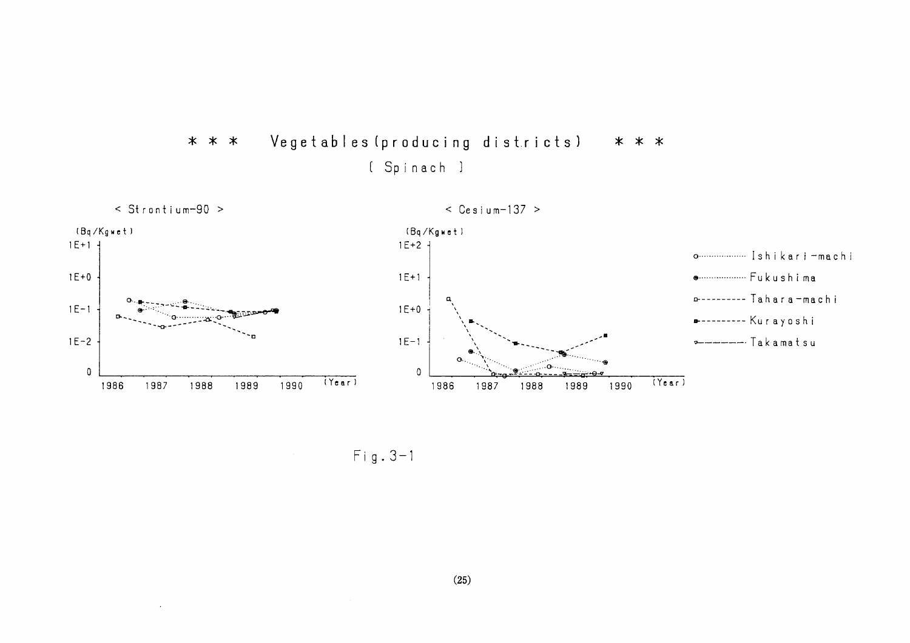# * * * Vegetables (producing districts) * * *

[ Spinach ]

< Strontium-90 >

(Bq/Kgwet)

< Cesium-137 >

(Bq/Kgwet)

- Ishikari-machi
- Fukushima
- Tahara-machi
- Kurayoshi
- Takamatsu

Fig. 3-1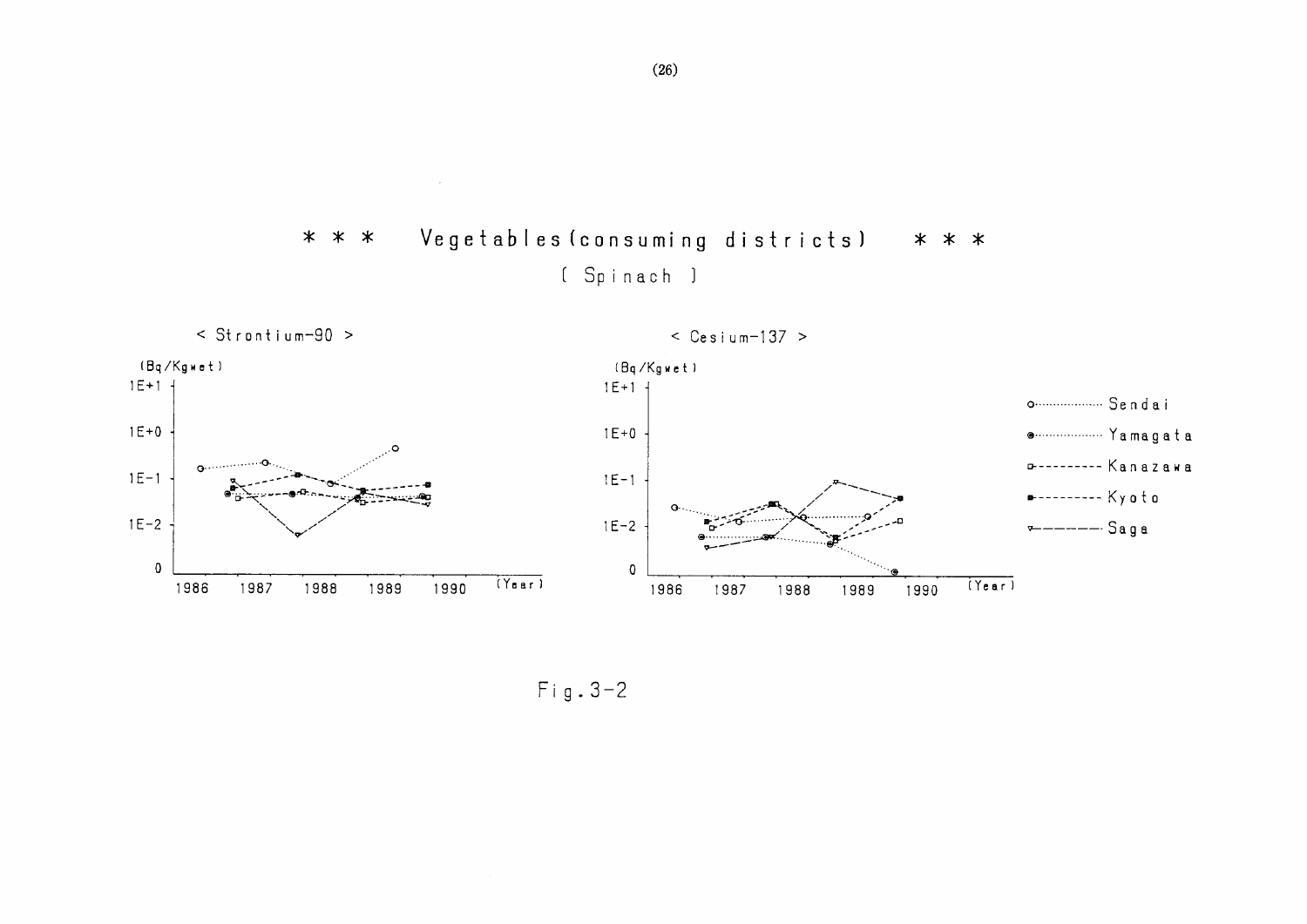# \* \* \* Vegetables (consuming districts) \* \* \*

( Spinach )

< Strontium-90 >

(Bq/Kgwet)

1E+1

1E+0

1E-1

1E-2

0

1986 1987 1988 1989 1990 (Year)

< Cesium-137 >

(Bq/Kgwet)

1E+1

1E+0

1E-1

1E-2

0

1986 1987 1988 1989 1990 (Year)

Sendai

Yamagata

Kanazawa

Kyoto

Saga

Fig. 3-2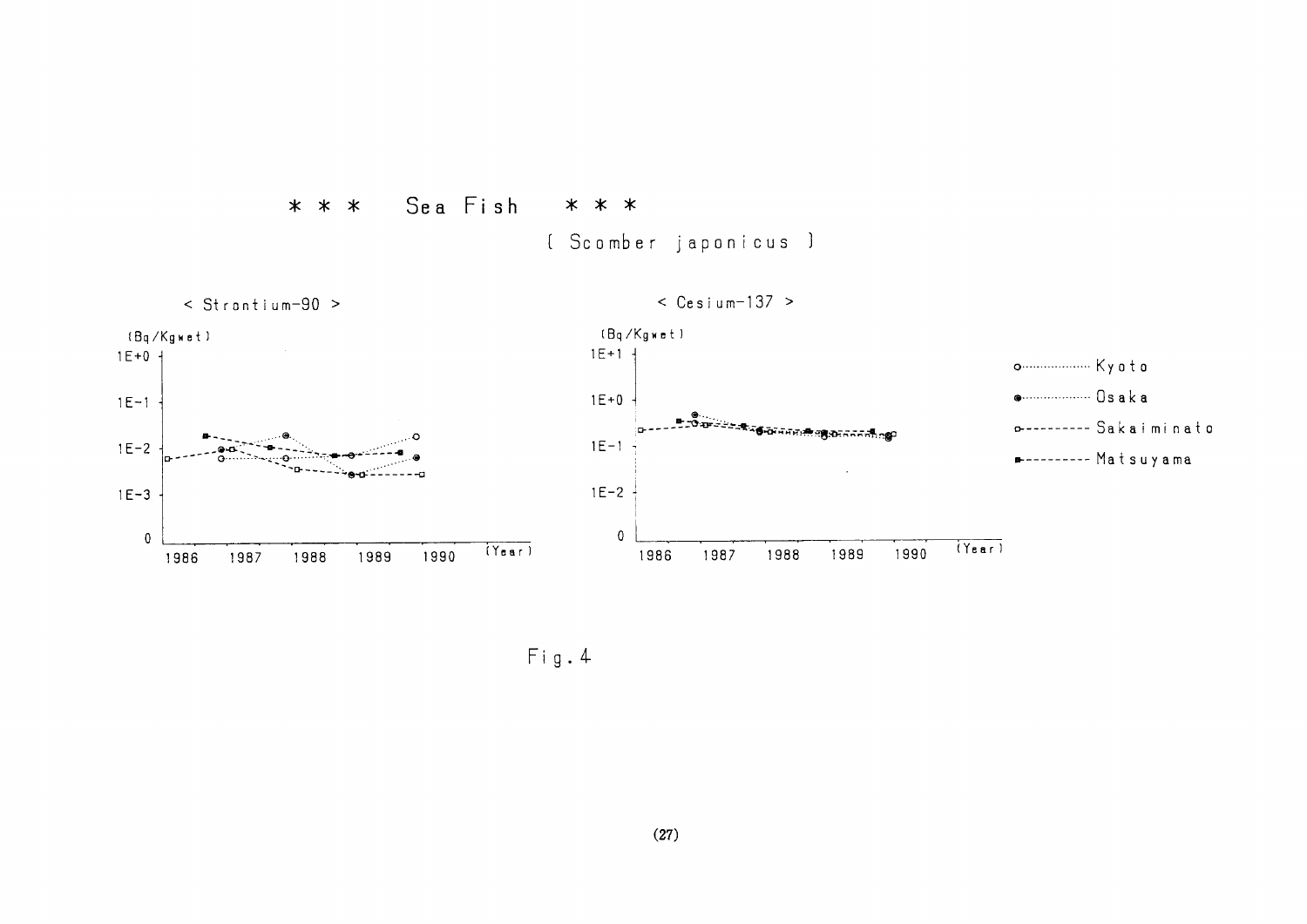# * * * Sea Fish * * *

( Scomber japonicus )

< Strontium-90 >

(Bq/Kgwet)

1E+0

1E-1

1E-2

1E-3

0

1986 1987 1988 1989 1990 (Year)

< Cesium-137 >

(Bq/Kgwet)

1E+1

1E+0

1E-1

1E-2

0

1986 1987 1988 1989 1990 (Year)

Kyoto

Osaka

Sakaiminato

Matsuyama

Fig.4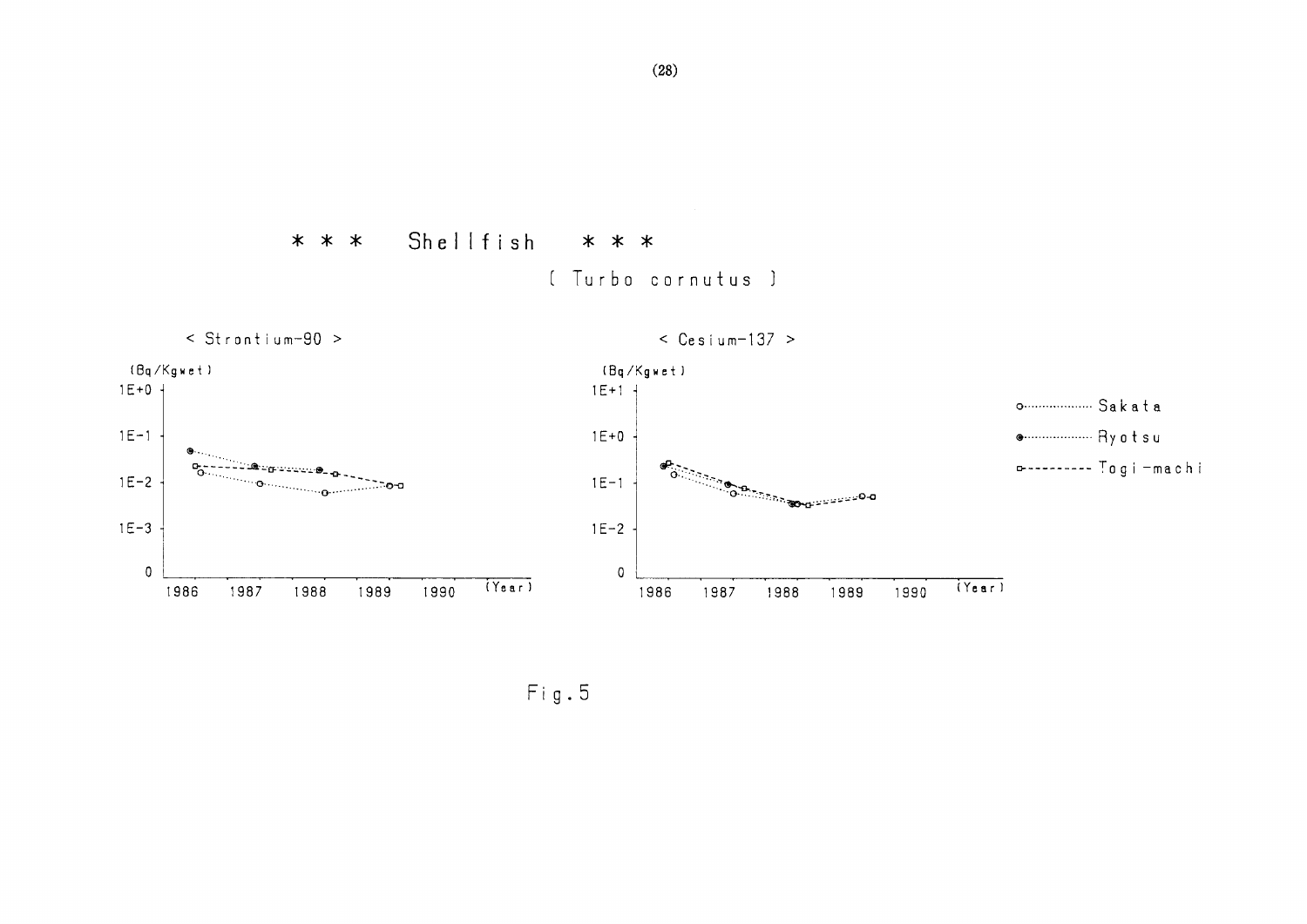# * * * Shellfish * * *

( Turbo cornutus )

< Strontium-90 >

(Bq/Kgwet)

1E+0

1E-1

1E-2

1E-3

0

1986 1987 1988 1989 1990 (Year)

< Cesium-137 >

(Bq/Kgwet)

1E+1

1E+0

1E-1

1E-2

0

1986 1987 1988 1989 1990 (Year)

Sakata

Ryotsu

Togi-machi

Fig.5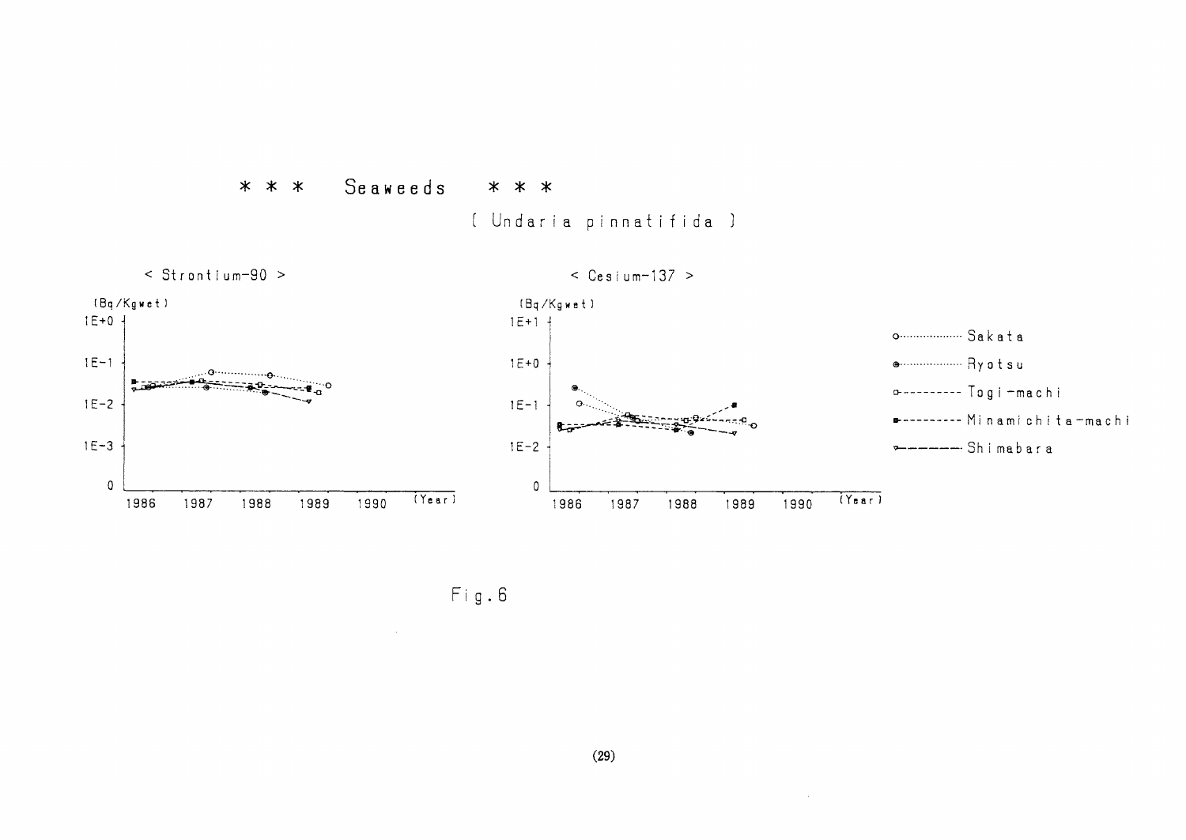\* \* \* Seaweeds \* \* \*

( Undaria pinnatifida )

< Strontium-90 >

(Bq/Kgwet)

1E+0

1E-1

1E-2

1E-3

0

1986 1987 1988 1989 1990 (Year)

< Cesium-137 >

(Bq/Kgwet)

1E+1

1E+0

1E-1

1E-2

0

1986 1987 1988 1989 1990 (Year)

Sakata

Ryotsu

Togi-machi

Minamichita-machi

Shimabara

Fig.6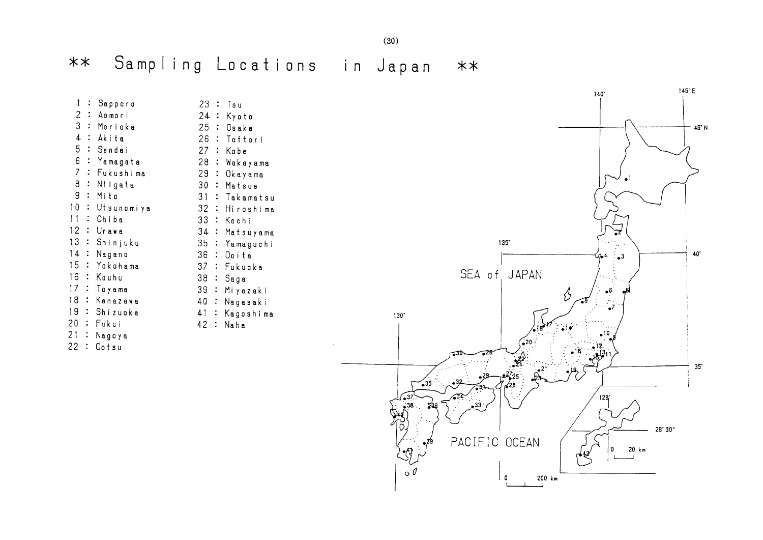# ** Sampling Locations in Japan **

1 : Sapporo
2 : Aomori
3 : Morioka
4 : Akita
5 : Sendai
6 : Yamagata
7 : Fukushima
8 : Niigata
9 : Mito
10 : Utsunomiya
11 : Chiba
12 : Urawa
13 : Shinjuku
14 : Nagano
15 : Yokohama
16 : Kouhu
17 : Toyama
18 : Kanazawa
19 : Shizuoka
20 : Fukui
21 : Nagoya
22 : Ootsu
23 : Tsu
24 : Kyoto
25 : Osaka
26 : Tottori
27 : Kobe
28 : Wakayama
29 : Okayama
30 : Matsue
31 : Takamatsu
32 : Hiroshima
33 : Kochi
34 : Matsuyama
35 : Yamaguchi
36 : Ooita
37 : Fukuoka
38 : Saga
39 : Miyazaki
40 : Nagasaki
41 : Kagoshima
42 : Naha

140°
145°E
45°N
135°
40°
SEA of JAPAN
130°
35°
128°
26°30'
0 20 km
PACIFIC OCEAN
0 200 km